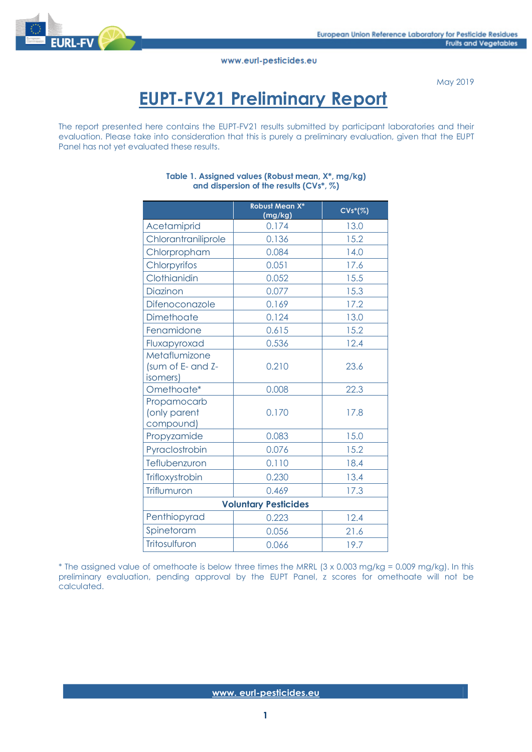May 2019

# EUPT-FV21 Preliminary Report

The report presented here contains the EUPT-FV21 results submitted by participant laboratories and their evaluation. Please take into consideration that this is purely a preliminary evaluation, given that the EUPT Panel has not yet evaluated these results.

**Table 1. Assigned values (Robust mean, X*, mg/kg) and dispersion of the results (CVs*, %)**

| | Robust Mean X* (mg/kg) | CVs*(%) |
|---|---|---|
| Acetamiprid | 0.174 | 13.0 |
| Chlorantraniliprole | 0.136 | 15.2 |
| Chlorpropham | 0.084 | 14.0 |
| Chlorpyrifos | 0.051 | 17.6 |
| Clothianidin | 0.052 | 15.5 |
| Diazinon | 0.077 | 15.3 |
| Difenoconazole | 0.169 | 17.2 |
| Dimethoate | 0.124 | 13.0 |
| Fenamidone | 0.615 | 15.2 |
| Fluxapyroxad | 0.536 | 12.4 |
| Metaflumizone (sum of E- and Z- isomers) | 0.210 | 23.6 |
| Omethoate* | 0.008 | 22.3 |
| Propamocarb (only parent compound) | 0.170 | 17.8 |
| Propyzamide | 0.083 | 15.0 |
| Pyraclostrobin | 0.076 | 15.2 |
| Teflubenzuron | 0.110 | 18.4 |
| Trifloxystrobin | 0.230 | 13.4 |
| Triflumuron | 0.469 | 17.3 |
| **Voluntary Pesticides** | | |
| Penthiopyrad | 0.223 | 12.4 |
| Spinetoram | 0.056 | 21.6 |
| Tritosulfuron | 0.066 | 19.7 |

* The assigned value of omethoate is below three times the MRRL (3 x 0.003 mg/kg = 0.009 mg/kg). In this preliminary evaluation, pending approval by the EUPT Panel, z scores for omethoate will not be calculated.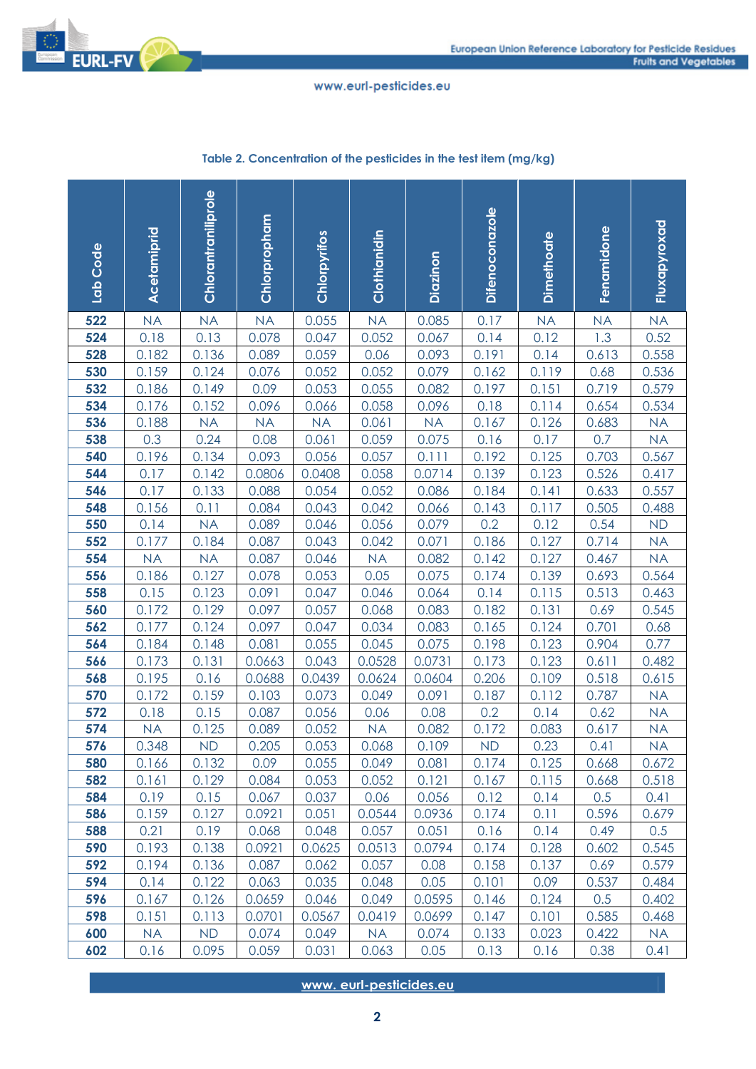**Table 2. Concentration of the pesticides in the test item (mg/kg)**

| Lab Code | Acetamiprid | Chlorantraniliprole | Chlorpropham | Chlorpyrifos | Clothianidin | Diazinon | Difenoconazole | Dimethoate | Fenamidone | Fluxapyroxad |
|---|---|---|---|---|---|---|---|---|---|---|
| 522 | NA | NA | NA | 0.055 | NA | 0.085 | 0.17 | NA | NA | NA |
| 524 | 0.18 | 0.13 | 0.078 | 0.047 | 0.052 | 0.067 | 0.14 | 0.12 | 1.3 | 0.52 |
| 528 | 0.182 | 0.136 | 0.089 | 0.059 | 0.06 | 0.093 | 0.191 | 0.14 | 0.613 | 0.558 |
| 530 | 0.159 | 0.124 | 0.076 | 0.052 | 0.052 | 0.079 | 0.162 | 0.119 | 0.68 | 0.536 |
| 532 | 0.186 | 0.149 | 0.09 | 0.053 | 0.055 | 0.082 | 0.197 | 0.151 | 0.719 | 0.579 |
| 534 | 0.176 | 0.152 | 0.096 | 0.066 | 0.058 | 0.096 | 0.18 | 0.114 | 0.654 | 0.534 |
| 536 | 0.188 | NA | NA | NA | 0.061 | NA | 0.167 | 0.126 | 0.683 | NA |
| 538 | 0.3 | 0.24 | 0.08 | 0.061 | 0.059 | 0.075 | 0.16 | 0.17 | 0.7 | NA |
| 540 | 0.196 | 0.134 | 0.093 | 0.056 | 0.057 | 0.111 | 0.192 | 0.125 | 0.703 | 0.567 |
| 544 | 0.17 | 0.142 | 0.0806 | 0.0408 | 0.058 | 0.0714 | 0.139 | 0.123 | 0.526 | 0.417 |
| 546 | 0.17 | 0.133 | 0.088 | 0.054 | 0.052 | 0.086 | 0.184 | 0.141 | 0.633 | 0.557 |
| 548 | 0.156 | 0.11 | 0.084 | 0.043 | 0.042 | 0.066 | 0.143 | 0.117 | 0.505 | 0.488 |
| 550 | 0.14 | NA | 0.089 | 0.046 | 0.056 | 0.079 | 0.2 | 0.12 | 0.54 | ND |
| 552 | 0.177 | 0.184 | 0.087 | 0.043 | 0.042 | 0.071 | 0.186 | 0.127 | 0.714 | NA |
| 554 | NA | NA | 0.087 | 0.046 | NA | 0.082 | 0.142 | 0.127 | 0.467 | NA |
| 556 | 0.186 | 0.127 | 0.078 | 0.053 | 0.05 | 0.075 | 0.174 | 0.139 | 0.693 | 0.564 |
| 558 | 0.15 | 0.123 | 0.091 | 0.047 | 0.046 | 0.064 | 0.14 | 0.115 | 0.513 | 0.463 |
| 560 | 0.172 | 0.129 | 0.097 | 0.057 | 0.068 | 0.083 | 0.182 | 0.131 | 0.69 | 0.545 |
| 562 | 0.177 | 0.124 | 0.097 | 0.047 | 0.034 | 0.083 | 0.165 | 0.124 | 0.701 | 0.68 |
| 564 | 0.184 | 0.148 | 0.081 | 0.055 | 0.045 | 0.075 | 0.198 | 0.123 | 0.904 | 0.77 |
| 566 | 0.173 | 0.131 | 0.0663 | 0.043 | 0.0528 | 0.0731 | 0.173 | 0.123 | 0.611 | 0.482 |
| 568 | 0.195 | 0.16 | 0.0688 | 0.0439 | 0.0624 | 0.0604 | 0.206 | 0.109 | 0.518 | 0.615 |
| 570 | 0.172 | 0.159 | 0.103 | 0.073 | 0.049 | 0.091 | 0.187 | 0.112 | 0.787 | NA |
| 572 | 0.18 | 0.15 | 0.087 | 0.056 | 0.06 | 0.08 | 0.2 | 0.14 | 0.62 | NA |
| 574 | NA | 0.125 | 0.089 | 0.052 | NA | 0.082 | 0.172 | 0.083 | 0.617 | NA |
| 576 | 0.348 | ND | 0.205 | 0.053 | 0.068 | 0.109 | ND | 0.23 | 0.41 | NA |
| 580 | 0.166 | 0.132 | 0.09 | 0.055 | 0.049 | 0.081 | 0.174 | 0.125 | 0.668 | 0.672 |
| 582 | 0.161 | 0.129 | 0.084 | 0.053 | 0.052 | 0.121 | 0.167 | 0.115 | 0.668 | 0.518 |
| 584 | 0.19 | 0.15 | 0.067 | 0.037 | 0.06 | 0.056 | 0.12 | 0.14 | 0.5 | 0.41 |
| 586 | 0.159 | 0.127 | 0.0921 | 0.051 | 0.0544 | 0.0936 | 0.174 | 0.11 | 0.596 | 0.679 |
| 588 | 0.21 | 0.19 | 0.068 | 0.048 | 0.057 | 0.051 | 0.16 | 0.14 | 0.49 | 0.5 |
| 590 | 0.193 | 0.138 | 0.0921 | 0.0625 | 0.0513 | 0.0794 | 0.174 | 0.128 | 0.602 | 0.545 |
| 592 | 0.194 | 0.136 | 0.087 | 0.062 | 0.057 | 0.08 | 0.158 | 0.137 | 0.69 | 0.579 |
| 594 | 0.14 | 0.122 | 0.063 | 0.035 | 0.048 | 0.05 | 0.101 | 0.09 | 0.537 | 0.484 |
| 596 | 0.167 | 0.126 | 0.0659 | 0.046 | 0.049 | 0.0595 | 0.146 | 0.124 | 0.5 | 0.402 |
| 598 | 0.151 | 0.113 | 0.0701 | 0.0567 | 0.0419 | 0.0699 | 0.147 | 0.101 | 0.585 | 0.468 |
| 600 | NA | ND | 0.074 | 0.049 | NA | 0.074 | 0.133 | 0.023 | 0.422 | NA |
| 602 | 0.16 | 0.095 | 0.059 | 0.031 | 0.063 | 0.05 | 0.13 | 0.16 | 0.38 | 0.41 |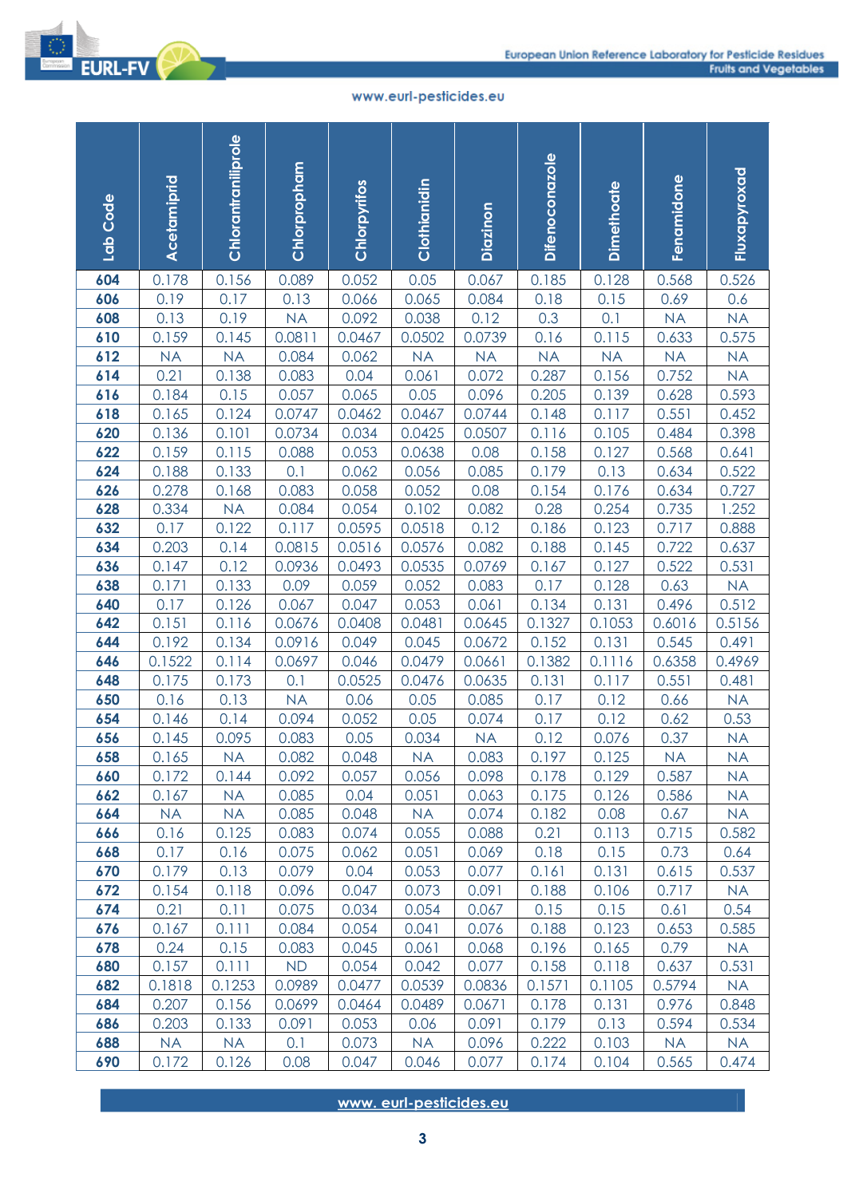| Lab Code | Acetamiprid | Chlorantraniliprole | Chlorpropham | Chlorpyrifos | Clothianidin | Diazinon | Difenoconazole | Dimethoate | Fenamidone | Fluxapyroxad |
|---|---|---|---|---|---|---|---|---|---|---|
| **604** | 0.178 | 0.156 | 0.089 | 0.052 | 0.05 | 0.067 | 0.185 | 0.128 | 0.568 | 0.526 |
| **606** | 0.19 | 0.17 | 0.13 | 0.066 | 0.065 | 0.084 | 0.18 | 0.15 | 0.69 | 0.6 |
| **608** | 0.13 | 0.19 | NA | 0.092 | 0.038 | 0.12 | 0.3 | 0.1 | NA | NA |
| **610** | 0.159 | 0.145 | 0.0811 | 0.0467 | 0.0502 | 0.0739 | 0.16 | 0.115 | 0.633 | 0.575 |
| **612** | NA | NA | 0.084 | 0.062 | NA | NA | NA | NA | NA | NA |
| **614** | 0.21 | 0.138 | 0.083 | 0.04 | 0.061 | 0.072 | 0.287 | 0.156 | 0.752 | NA |
| **616** | 0.184 | 0.15 | 0.057 | 0.065 | 0.05 | 0.096 | 0.205 | 0.139 | 0.628 | 0.593 |
| **618** | 0.165 | 0.124 | 0.0747 | 0.0462 | 0.0467 | 0.0744 | 0.148 | 0.117 | 0.551 | 0.452 |
| **620** | 0.136 | 0.101 | 0.0734 | 0.034 | 0.0425 | 0.0507 | 0.116 | 0.105 | 0.484 | 0.398 |
| **622** | 0.159 | 0.115 | 0.088 | 0.053 | 0.0638 | 0.08 | 0.158 | 0.127 | 0.568 | 0.641 |
| **624** | 0.188 | 0.133 | 0.1 | 0.062 | 0.056 | 0.085 | 0.179 | 0.13 | 0.634 | 0.522 |
| **626** | 0.278 | 0.168 | 0.083 | 0.058 | 0.052 | 0.08 | 0.154 | 0.176 | 0.634 | 0.727 |
| **628** | 0.334 | NA | 0.084 | 0.054 | 0.102 | 0.082 | 0.28 | 0.254 | 0.735 | 1.252 |
| **632** | 0.17 | 0.122 | 0.117 | 0.0595 | 0.0518 | 0.12 | 0.186 | 0.123 | 0.717 | 0.888 |
| **634** | 0.203 | 0.14 | 0.0815 | 0.0516 | 0.0576 | 0.082 | 0.188 | 0.145 | 0.722 | 0.637 |
| **636** | 0.147 | 0.12 | 0.0936 | 0.0493 | 0.0535 | 0.0769 | 0.167 | 0.127 | 0.522 | 0.531 |
| **638** | 0.171 | 0.133 | 0.09 | 0.059 | 0.052 | 0.083 | 0.17 | 0.128 | 0.63 | NA |
| **640** | 0.17 | 0.126 | 0.067 | 0.047 | 0.053 | 0.061 | 0.134 | 0.131 | 0.496 | 0.512 |
| **642** | 0.151 | 0.116 | 0.0676 | 0.0408 | 0.0481 | 0.0645 | 0.1327 | 0.1053 | 0.6016 | 0.5156 |
| **644** | 0.192 | 0.134 | 0.0916 | 0.049 | 0.045 | 0.0672 | 0.152 | 0.131 | 0.545 | 0.491 |
| **646** | 0.1522 | 0.114 | 0.0697 | 0.046 | 0.0479 | 0.0661 | 0.1382 | 0.1116 | 0.6358 | 0.4969 |
| **648** | 0.175 | 0.173 | 0.1 | 0.0525 | 0.0476 | 0.0635 | 0.131 | 0.117 | 0.551 | 0.481 |
| **650** | 0.16 | 0.13 | NA | 0.06 | 0.05 | 0.085 | 0.17 | 0.12 | 0.66 | NA |
| **654** | 0.146 | 0.14 | 0.094 | 0.052 | 0.05 | 0.074 | 0.17 | 0.12 | 0.62 | 0.53 |
| **656** | 0.145 | 0.095 | 0.083 | 0.05 | 0.034 | NA | 0.12 | 0.076 | 0.37 | NA |
| **658** | 0.165 | NA | 0.082 | 0.048 | NA | 0.083 | 0.197 | 0.125 | NA | NA |
| **660** | 0.172 | 0.144 | 0.092 | 0.057 | 0.056 | 0.098 | 0.178 | 0.129 | 0.587 | NA |
| **662** | 0.167 | NA | 0.085 | 0.04 | 0.051 | 0.063 | 0.175 | 0.126 | 0.586 | NA |
| **664** | NA | NA | 0.085 | 0.048 | NA | 0.074 | 0.182 | 0.08 | 0.67 | NA |
| **666** | 0.16 | 0.125 | 0.083 | 0.074 | 0.055 | 0.088 | 0.21 | 0.113 | 0.715 | 0.582 |
| **668** | 0.17 | 0.16 | 0.075 | 0.062 | 0.051 | 0.069 | 0.18 | 0.15 | 0.73 | 0.64 |
| **670** | 0.179 | 0.13 | 0.079 | 0.04 | 0.053 | 0.077 | 0.161 | 0.131 | 0.615 | 0.537 |
| **672** | 0.154 | 0.118 | 0.096 | 0.047 | 0.073 | 0.091 | 0.188 | 0.106 | 0.717 | NA |
| **674** | 0.21 | 0.11 | 0.075 | 0.034 | 0.054 | 0.067 | 0.15 | 0.15 | 0.61 | 0.54 |
| **676** | 0.167 | 0.111 | 0.084 | 0.054 | 0.041 | 0.076 | 0.188 | 0.123 | 0.653 | 0.585 |
| **678** | 0.24 | 0.15 | 0.083 | 0.045 | 0.061 | 0.068 | 0.196 | 0.165 | 0.79 | NA |
| **680** | 0.157 | 0.111 | ND | 0.054 | 0.042 | 0.077 | 0.158 | 0.118 | 0.637 | 0.531 |
| **682** | 0.1818 | 0.1253 | 0.0989 | 0.0477 | 0.0539 | 0.0836 | 0.1571 | 0.1105 | 0.5794 | NA |
| **684** | 0.207 | 0.156 | 0.0699 | 0.0464 | 0.0489 | 0.0671 | 0.178 | 0.131 | 0.976 | 0.848 |
| **686** | 0.203 | 0.133 | 0.091 | 0.053 | 0.06 | 0.091 | 0.179 | 0.13 | 0.594 | 0.534 |
| **688** | NA | NA | 0.1 | 0.073 | NA | 0.096 | 0.222 | 0.103 | NA | NA |
| **690** | 0.172 | 0.126 | 0.08 | 0.047 | 0.046 | 0.077 | 0.174 | 0.104 | 0.565 | 0.474 |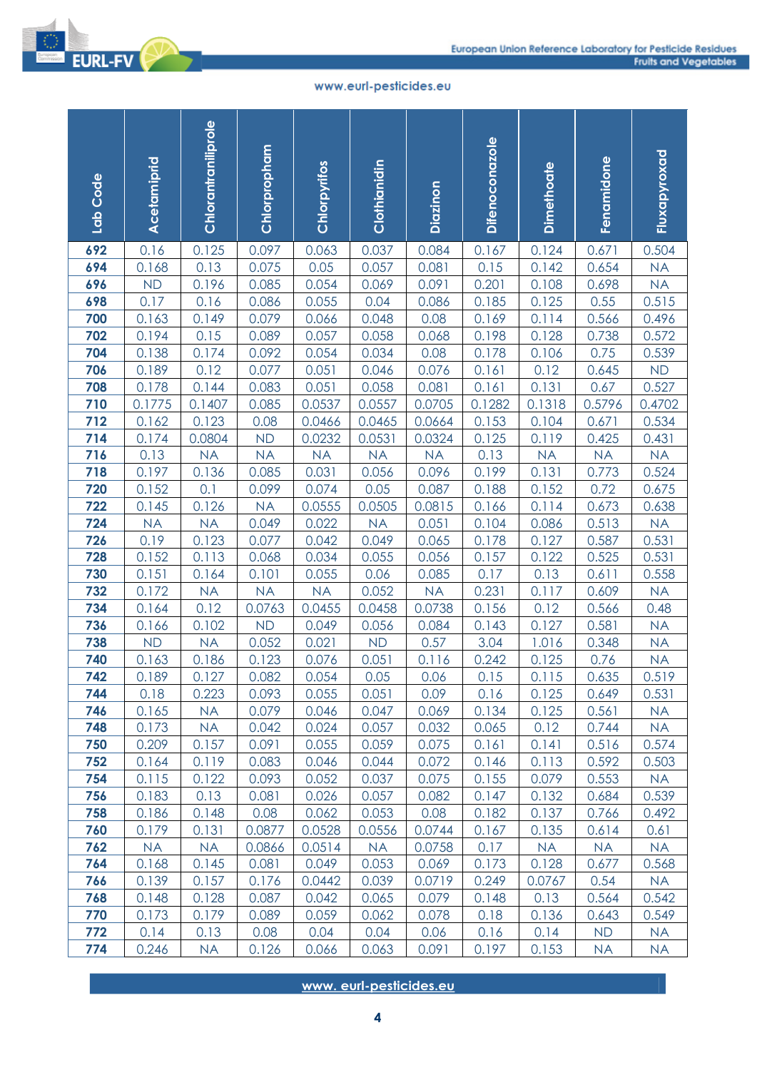| Lab Code | Acetamiprid | Chlorantraniliprole | Chlorpropham | Chlorpyrifos | Clothianidin | Diazinon | Difenoconazole | Dimethoate | Fenamidone | Fluxapyroxad |
|---|---|---|---|---|---|---|---|---|---|---|
| 692 | 0.16 | 0.125 | 0.097 | 0.063 | 0.037 | 0.084 | 0.167 | 0.124 | 0.671 | 0.504 |
| 694 | 0.168 | 0.13 | 0.075 | 0.05 | 0.057 | 0.081 | 0.15 | 0.142 | 0.654 | NA |
| 696 | ND | 0.196 | 0.085 | 0.054 | 0.069 | 0.091 | 0.201 | 0.108 | 0.698 | NA |
| 698 | 0.17 | 0.16 | 0.086 | 0.055 | 0.04 | 0.086 | 0.185 | 0.125 | 0.55 | 0.515 |
| 700 | 0.163 | 0.149 | 0.079 | 0.066 | 0.048 | 0.08 | 0.169 | 0.114 | 0.566 | 0.496 |
| 702 | 0.194 | 0.15 | 0.089 | 0.057 | 0.058 | 0.068 | 0.198 | 0.128 | 0.738 | 0.572 |
| 704 | 0.138 | 0.174 | 0.092 | 0.054 | 0.034 | 0.08 | 0.178 | 0.106 | 0.75 | 0.539 |
| 706 | 0.189 | 0.12 | 0.077 | 0.051 | 0.046 | 0.076 | 0.161 | 0.12 | 0.645 | ND |
| 708 | 0.178 | 0.144 | 0.083 | 0.051 | 0.058 | 0.081 | 0.161 | 0.131 | 0.67 | 0.527 |
| 710 | 0.1775 | 0.1407 | 0.085 | 0.0537 | 0.0557 | 0.0705 | 0.1282 | 0.1318 | 0.5796 | 0.4702 |
| 712 | 0.162 | 0.123 | 0.08 | 0.0466 | 0.0465 | 0.0664 | 0.153 | 0.104 | 0.671 | 0.534 |
| 714 | 0.174 | 0.0804 | ND | 0.0232 | 0.0531 | 0.0324 | 0.125 | 0.119 | 0.425 | 0.431 |
| 716 | 0.13 | NA | NA | NA | NA | NA | 0.13 | NA | NA | NA |
| 718 | 0.197 | 0.136 | 0.085 | 0.031 | 0.056 | 0.096 | 0.199 | 0.131 | 0.773 | 0.524 |
| 720 | 0.152 | 0.1 | 0.099 | 0.074 | 0.05 | 0.087 | 0.188 | 0.152 | 0.72 | 0.675 |
| 722 | 0.145 | 0.126 | NA | 0.0555 | 0.0505 | 0.0815 | 0.166 | 0.114 | 0.673 | 0.638 |
| 724 | NA | NA | 0.049 | 0.022 | NA | 0.051 | 0.104 | 0.086 | 0.513 | NA |
| 726 | 0.19 | 0.123 | 0.077 | 0.042 | 0.049 | 0.065 | 0.178 | 0.127 | 0.587 | 0.531 |
| 728 | 0.152 | 0.113 | 0.068 | 0.034 | 0.055 | 0.056 | 0.157 | 0.122 | 0.525 | 0.531 |
| 730 | 0.151 | 0.164 | 0.101 | 0.055 | 0.06 | 0.085 | 0.17 | 0.13 | 0.611 | 0.558 |
| 732 | 0.172 | NA | NA | NA | 0.052 | NA | 0.231 | 0.117 | 0.609 | NA |
| 734 | 0.164 | 0.12 | 0.0763 | 0.0455 | 0.0458 | 0.0738 | 0.156 | 0.12 | 0.566 | 0.48 |
| 736 | 0.166 | 0.102 | ND | 0.049 | 0.056 | 0.084 | 0.143 | 0.127 | 0.581 | NA |
| 738 | ND | NA | 0.052 | 0.021 | ND | 0.57 | 3.04 | 1.016 | 0.348 | NA |
| 740 | 0.163 | 0.186 | 0.123 | 0.076 | 0.051 | 0.116 | 0.242 | 0.125 | 0.76 | NA |
| 742 | 0.189 | 0.127 | 0.082 | 0.054 | 0.05 | 0.06 | 0.15 | 0.115 | 0.635 | 0.519 |
| 744 | 0.18 | 0.223 | 0.093 | 0.055 | 0.051 | 0.09 | 0.16 | 0.125 | 0.649 | 0.531 |
| 746 | 0.165 | NA | 0.079 | 0.046 | 0.047 | 0.069 | 0.134 | 0.125 | 0.561 | NA |
| 748 | 0.173 | NA | 0.042 | 0.024 | 0.057 | 0.032 | 0.065 | 0.12 | 0.744 | NA |
| 750 | 0.209 | 0.157 | 0.091 | 0.055 | 0.059 | 0.075 | 0.161 | 0.141 | 0.516 | 0.574 |
| 752 | 0.164 | 0.119 | 0.083 | 0.046 | 0.044 | 0.072 | 0.146 | 0.113 | 0.592 | 0.503 |
| 754 | 0.115 | 0.122 | 0.093 | 0.052 | 0.037 | 0.075 | 0.155 | 0.079 | 0.553 | NA |
| 756 | 0.183 | 0.13 | 0.081 | 0.026 | 0.057 | 0.082 | 0.147 | 0.132 | 0.684 | 0.539 |
| 758 | 0.186 | 0.148 | 0.08 | 0.062 | 0.053 | 0.08 | 0.182 | 0.137 | 0.766 | 0.492 |
| 760 | 0.179 | 0.131 | 0.0877 | 0.0528 | 0.0556 | 0.0744 | 0.167 | 0.135 | 0.614 | 0.61 |
| 762 | NA | NA | 0.0866 | 0.0514 | NA | 0.0758 | 0.17 | NA | NA | NA |
| 764 | 0.168 | 0.145 | 0.081 | 0.049 | 0.053 | 0.069 | 0.173 | 0.128 | 0.677 | 0.568 |
| 766 | 0.139 | 0.157 | 0.176 | 0.0442 | 0.039 | 0.0719 | 0.249 | 0.0767 | 0.54 | NA |
| 768 | 0.148 | 0.128 | 0.087 | 0.042 | 0.065 | 0.079 | 0.148 | 0.13 | 0.564 | 0.542 |
| 770 | 0.173 | 0.179 | 0.089 | 0.059 | 0.062 | 0.078 | 0.18 | 0.136 | 0.643 | 0.549 |
| 772 | 0.14 | 0.13 | 0.08 | 0.04 | 0.04 | 0.06 | 0.16 | 0.14 | ND | NA |
| 774 | 0.246 | NA | 0.126 | 0.066 | 0.063 | 0.091 | 0.197 | 0.153 | NA | NA |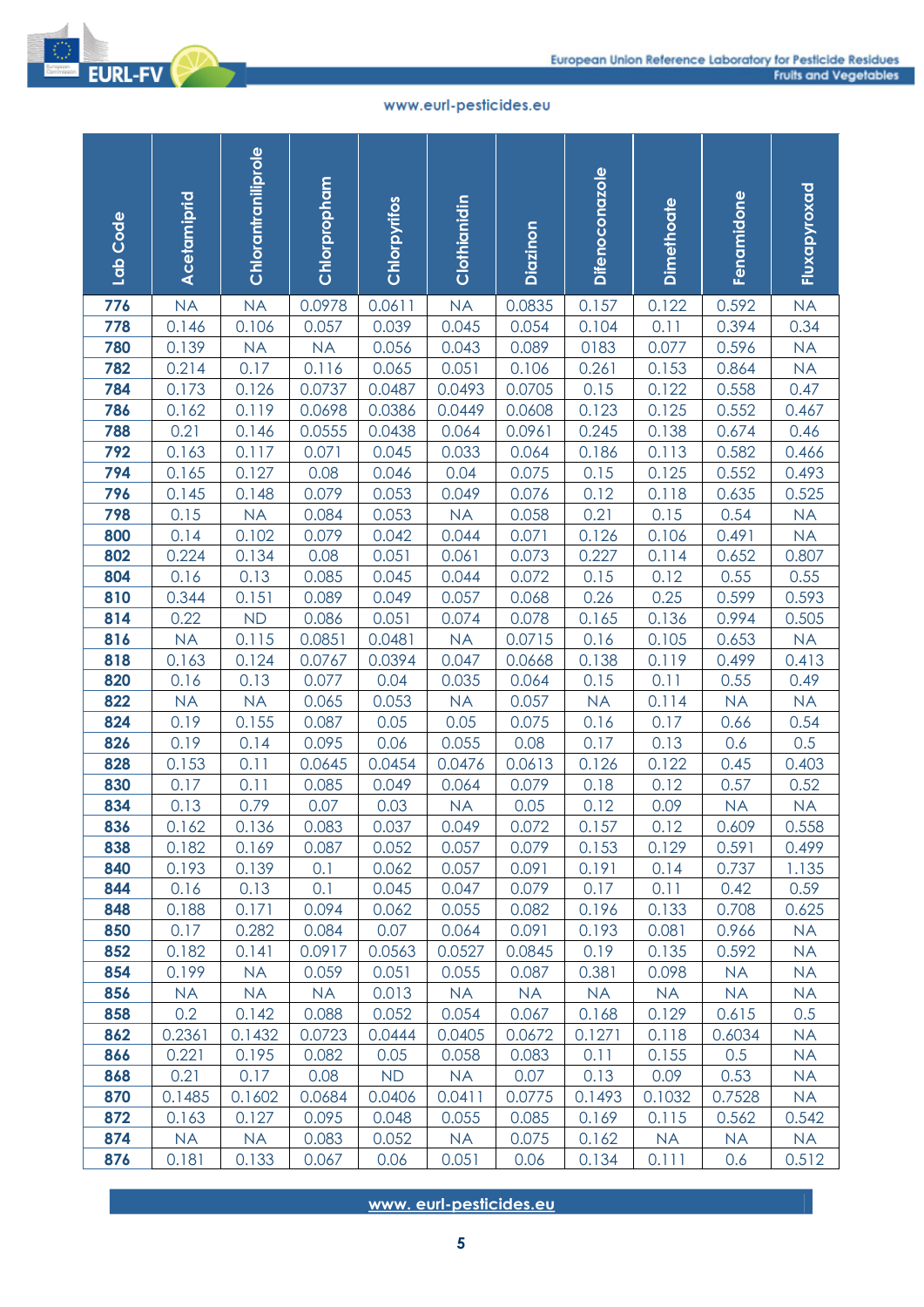| Lab Code | Acetamiprid | Chlorantraniliprole | Chlorpropham | Chlorpyrifos | Clothianidin | Diazinon | Difenoconazole | Dimethoate | Fenamidone | Fluxapyroxad |
|---|---|---|---|---|---|---|---|---|---|---|
| 776 | NA | NA | 0.0978 | 0.0611 | NA | 0.0835 | 0.157 | 0.122 | 0.592 | NA |
| 778 | 0.146 | 0.106 | 0.057 | 0.039 | 0.045 | 0.054 | 0.104 | 0.11 | 0.394 | 0.34 |
| 780 | 0.139 | NA | NA | 0.056 | 0.043 | 0.089 | 0183 | 0.077 | 0.596 | NA |
| 782 | 0.214 | 0.17 | 0.116 | 0.065 | 0.051 | 0.106 | 0.261 | 0.153 | 0.864 | NA |
| 784 | 0.173 | 0.126 | 0.0737 | 0.0487 | 0.0493 | 0.0705 | 0.15 | 0.122 | 0.558 | 0.47 |
| 786 | 0.162 | 0.119 | 0.0698 | 0.0386 | 0.0449 | 0.0608 | 0.123 | 0.125 | 0.552 | 0.467 |
| 788 | 0.21 | 0.146 | 0.0555 | 0.0438 | 0.064 | 0.0961 | 0.245 | 0.138 | 0.674 | 0.46 |
| 792 | 0.163 | 0.117 | 0.071 | 0.045 | 0.033 | 0.064 | 0.186 | 0.113 | 0.582 | 0.466 |
| 794 | 0.165 | 0.127 | 0.08 | 0.046 | 0.04 | 0.075 | 0.15 | 0.125 | 0.552 | 0.493 |
| 796 | 0.145 | 0.148 | 0.079 | 0.053 | 0.049 | 0.076 | 0.12 | 0.118 | 0.635 | 0.525 |
| 798 | 0.15 | NA | 0.084 | 0.053 | NA | 0.058 | 0.21 | 0.15 | 0.54 | NA |
| 800 | 0.14 | 0.102 | 0.079 | 0.042 | 0.044 | 0.071 | 0.126 | 0.106 | 0.491 | NA |
| 802 | 0.224 | 0.134 | 0.08 | 0.051 | 0.061 | 0.073 | 0.227 | 0.114 | 0.652 | 0.807 |
| 804 | 0.16 | 0.13 | 0.085 | 0.045 | 0.044 | 0.072 | 0.15 | 0.12 | 0.55 | 0.55 |
| 810 | 0.344 | 0.151 | 0.089 | 0.049 | 0.057 | 0.068 | 0.26 | 0.25 | 0.599 | 0.593 |
| 814 | 0.22 | ND | 0.086 | 0.051 | 0.074 | 0.078 | 0.165 | 0.136 | 0.994 | 0.505 |
| 816 | NA | 0.115 | 0.0851 | 0.0481 | NA | 0.0715 | 0.16 | 0.105 | 0.653 | NA |
| 818 | 0.163 | 0.124 | 0.0767 | 0.0394 | 0.047 | 0.0668 | 0.138 | 0.119 | 0.499 | 0.413 |
| 820 | 0.16 | 0.13 | 0.077 | 0.04 | 0.035 | 0.064 | 0.15 | 0.11 | 0.55 | 0.49 |
| 822 | NA | NA | 0.065 | 0.053 | NA | 0.057 | NA | 0.114 | NA | NA |
| 824 | 0.19 | 0.155 | 0.087 | 0.05 | 0.05 | 0.075 | 0.16 | 0.17 | 0.66 | 0.54 |
| 826 | 0.19 | 0.14 | 0.095 | 0.06 | 0.055 | 0.08 | 0.17 | 0.13 | 0.6 | 0.5 |
| 828 | 0.153 | 0.11 | 0.0645 | 0.0454 | 0.0476 | 0.0613 | 0.126 | 0.122 | 0.45 | 0.403 |
| 830 | 0.17 | 0.11 | 0.085 | 0.049 | 0.064 | 0.079 | 0.18 | 0.12 | 0.57 | 0.52 |
| 834 | 0.13 | 0.79 | 0.07 | 0.03 | NA | 0.05 | 0.12 | 0.09 | NA | NA |
| 836 | 0.162 | 0.136 | 0.083 | 0.037 | 0.049 | 0.072 | 0.157 | 0.12 | 0.609 | 0.558 |
| 838 | 0.182 | 0.169 | 0.087 | 0.052 | 0.057 | 0.079 | 0.153 | 0.129 | 0.591 | 0.499 |
| 840 | 0.193 | 0.139 | 0.1 | 0.062 | 0.057 | 0.091 | 0.191 | 0.14 | 0.737 | 1.135 |
| 844 | 0.16 | 0.13 | 0.1 | 0.045 | 0.047 | 0.079 | 0.17 | 0.11 | 0.42 | 0.59 |
| 848 | 0.188 | 0.171 | 0.094 | 0.062 | 0.055 | 0.082 | 0.196 | 0.133 | 0.708 | 0.625 |
| 850 | 0.17 | 0.282 | 0.084 | 0.07 | 0.064 | 0.091 | 0.193 | 0.081 | 0.966 | NA |
| 852 | 0.182 | 0.141 | 0.0917 | 0.0563 | 0.0527 | 0.0845 | 0.19 | 0.135 | 0.592 | NA |
| 854 | 0.199 | NA | 0.059 | 0.051 | 0.055 | 0.087 | 0.381 | 0.098 | NA | NA |
| 856 | NA | NA | NA | 0.013 | NA | NA | NA | NA | NA | NA |
| 858 | 0.2 | 0.142 | 0.088 | 0.052 | 0.054 | 0.067 | 0.168 | 0.129 | 0.615 | 0.5 |
| 862 | 0.2361 | 0.1432 | 0.0723 | 0.0444 | 0.0405 | 0.0672 | 0.1271 | 0.118 | 0.6034 | NA |
| 866 | 0.221 | 0.195 | 0.082 | 0.05 | 0.058 | 0.083 | 0.11 | 0.155 | 0.5 | NA |
| 868 | 0.21 | 0.17 | 0.08 | ND | NA | 0.07 | 0.13 | 0.09 | 0.53 | NA |
| 870 | 0.1485 | 0.1602 | 0.0684 | 0.0406 | 0.0411 | 0.0775 | 0.1493 | 0.1032 | 0.7528 | NA |
| 872 | 0.163 | 0.127 | 0.095 | 0.048 | 0.055 | 0.085 | 0.169 | 0.115 | 0.562 | 0.542 |
| 874 | NA | NA | 0.083 | 0.052 | NA | 0.075 | 0.162 | NA | NA | NA |
| 876 | 0.181 | 0.133 | 0.067 | 0.06 | 0.051 | 0.06 | 0.134 | 0.111 | 0.6 | 0.512 |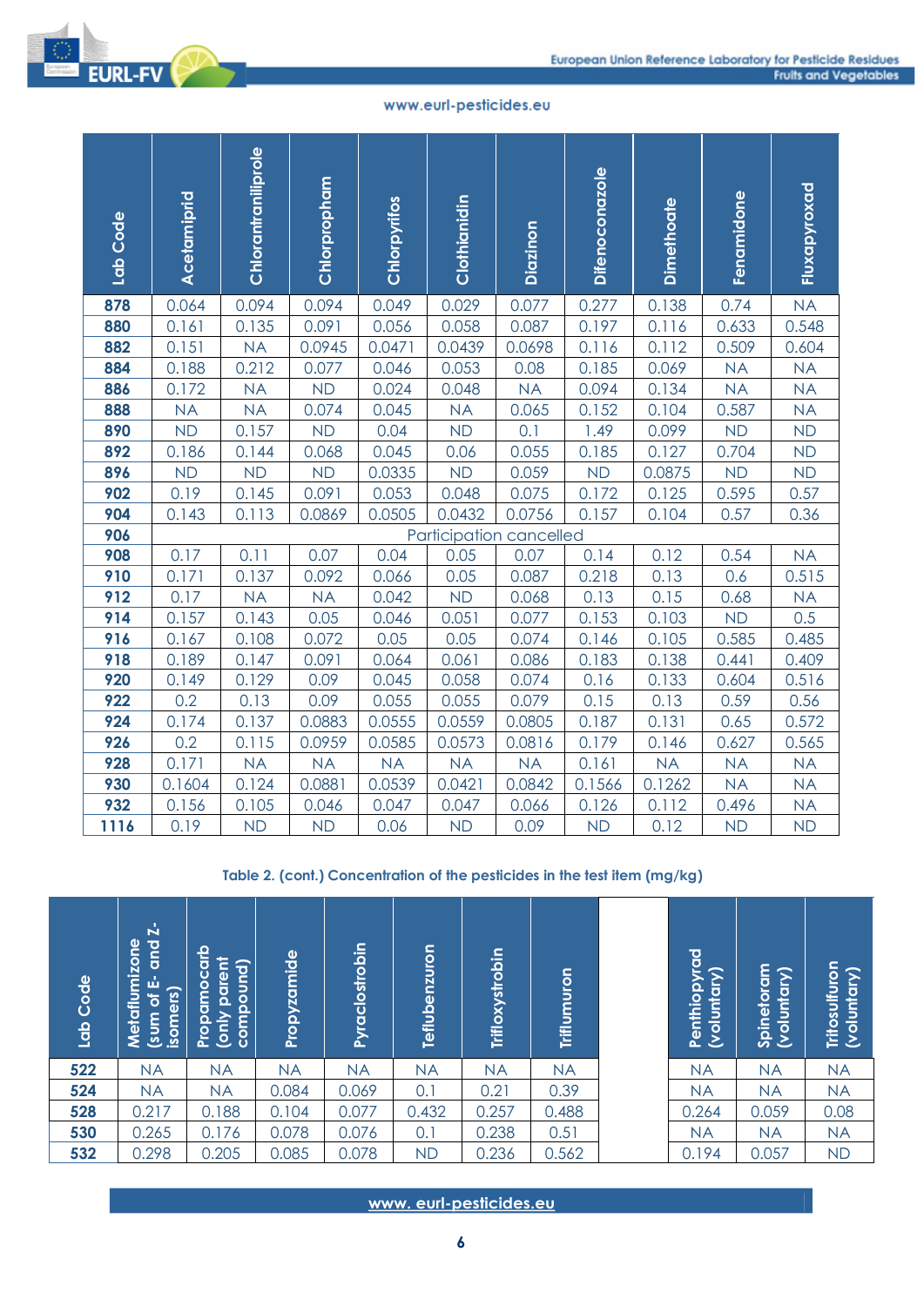| Lab Code | Acetamiprid | Chlorantraniliprole | Chlorpropham | Chlorpyrifos | Clothianidin | Diazinon | Difenoconazole | Dimethoate | Fenamidone | Fluxapyroxad |
|---|---|---|---|---|---|---|---|---|---|---|
| 878 | 0.064 | 0.094 | 0.094 | 0.049 | 0.029 | 0.077 | 0.277 | 0.138 | 0.74 | NA |
| 880 | 0.161 | 0.135 | 0.091 | 0.056 | 0.058 | 0.087 | 0.197 | 0.116 | 0.633 | 0.548 |
| 882 | 0.151 | NA | 0.0945 | 0.0471 | 0.0439 | 0.0698 | 0.116 | 0.112 | 0.509 | 0.604 |
| 884 | 0.188 | 0.212 | 0.077 | 0.046 | 0.053 | 0.08 | 0.185 | 0.069 | NA | NA |
| 886 | 0.172 | NA | ND | 0.024 | 0.048 | NA | 0.094 | 0.134 | NA | NA |
| 888 | NA | NA | 0.074 | 0.045 | NA | 0.065 | 0.152 | 0.104 | 0.587 | NA |
| 890 | ND | 0.157 | ND | 0.04 | ND | 0.1 | 1.49 | 0.099 | ND | ND |
| 892 | 0.186 | 0.144 | 0.068 | 0.045 | 0.06 | 0.055 | 0.185 | 0.127 | 0.704 | ND |
| 896 | ND | ND | ND | 0.0335 | ND | 0.059 | ND | 0.0875 | ND | ND |
| 902 | 0.19 | 0.145 | 0.091 | 0.053 | 0.048 | 0.075 | 0.172 | 0.125 | 0.595 | 0.57 |
| 904 | 0.143 | 0.113 | 0.0869 | 0.0505 | 0.0432 | 0.0756 | 0.157 | 0.104 | 0.57 | 0.36 |
| 906 | Participation cancelled | | | | | | | | | |
| 908 | 0.17 | 0.11 | 0.07 | 0.04 | 0.05 | 0.07 | 0.14 | 0.12 | 0.54 | NA |
| 910 | 0.171 | 0.137 | 0.092 | 0.066 | 0.05 | 0.087 | 0.218 | 0.13 | 0.6 | 0.515 |
| 912 | 0.17 | NA | NA | 0.042 | ND | 0.068 | 0.13 | 0.15 | 0.68 | NA |
| 914 | 0.157 | 0.143 | 0.05 | 0.046 | 0.051 | 0.077 | 0.153 | 0.103 | ND | 0.5 |
| 916 | 0.167 | 0.108 | 0.072 | 0.05 | 0.05 | 0.074 | 0.146 | 0.105 | 0.585 | 0.485 |
| 918 | 0.189 | 0.147 | 0.091 | 0.064 | 0.061 | 0.086 | 0.183 | 0.138 | 0.441 | 0.409 |
| 920 | 0.149 | 0.129 | 0.09 | 0.045 | 0.058 | 0.074 | 0.16 | 0.133 | 0.604 | 0.516 |
| 922 | 0.2 | 0.13 | 0.09 | 0.055 | 0.055 | 0.079 | 0.15 | 0.13 | 0.59 | 0.56 |
| 924 | 0.174 | 0.137 | 0.0883 | 0.0555 | 0.0559 | 0.0805 | 0.187 | 0.131 | 0.65 | 0.572 |
| 926 | 0.2 | 0.115 | 0.0959 | 0.0585 | 0.0573 | 0.0816 | 0.179 | 0.146 | 0.627 | 0.565 |
| 928 | 0.171 | NA | NA | NA | NA | NA | 0.161 | NA | NA | NA |
| 930 | 0.1604 | 0.124 | 0.0881 | 0.0539 | 0.0421 | 0.0842 | 0.1566 | 0.1262 | NA | NA |
| 932 | 0.156 | 0.105 | 0.046 | 0.047 | 0.047 | 0.066 | 0.126 | 0.112 | 0.496 | NA |
| 1116 | 0.19 | ND | ND | 0.06 | ND | 0.09 | ND | 0.12 | ND | ND |

Table 2. (cont.) Concentration of the pesticides in the test item (mg/kg)

| Lab Code | Metaflumizone (sum of E- and Z-isomers) | Propamocarb (only parent compound) | Propyzamide | Pyraclostrobin | Teflubenzuron | Trifloxystrobin | Triflumuron | | Penthiopyrad (voluntary) | Spinetoram (voluntary) | Tritosulfuron (voluntary) |
|---|---|---|---|---|---|---|---|---|---|---|---|
| 522 | NA | NA | NA | NA | NA | NA | NA | | NA | NA | NA |
| 524 | NA | NA | 0.084 | 0.069 | 0.1 | 0.21 | 0.39 | | NA | NA | NA |
| 528 | 0.217 | 0.188 | 0.104 | 0.077 | 0.432 | 0.257 | 0.488 | | 0.264 | 0.059 | 0.08 |
| 530 | 0.265 | 0.176 | 0.078 | 0.076 | 0.1 | 0.238 | 0.51 | | NA | NA | NA |
| 532 | 0.298 | 0.205 | 0.085 | 0.078 | ND | 0.236 | 0.562 | | 0.194 | 0.057 | ND |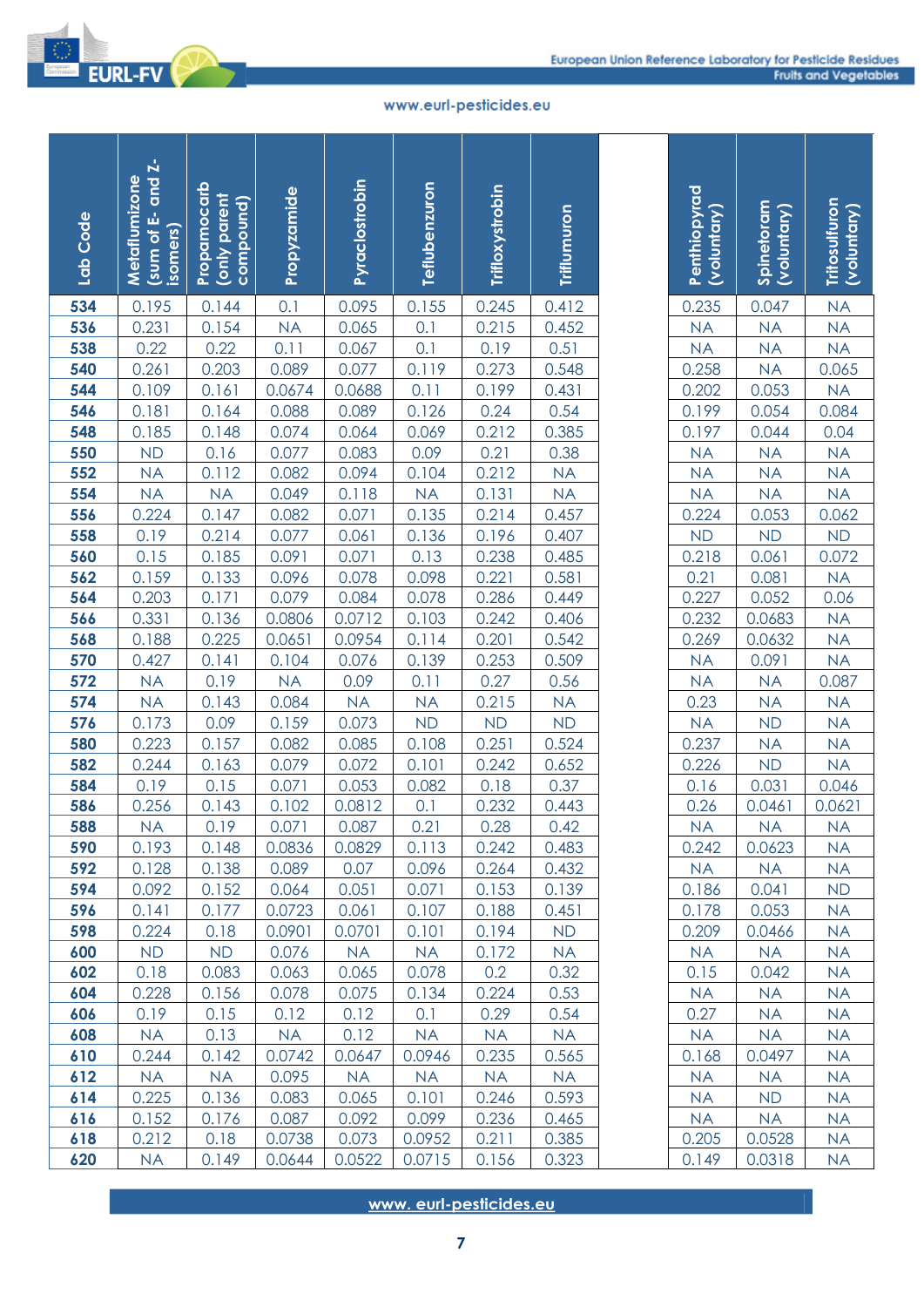| Lab Code | Metaflumizone (sum of E- and Z-isomers) | Propamocarb (only parent compound) | Propyzamide | Pyraclostrobin | Teflubenzuron | Trifloxystrobin | Triflumuron | | Penthiopyrad (voluntary) | Spinetoram (voluntary) | Tritosulfuron (voluntary) |
|---|---|---|---|---|---|---|---|---|---|---|---|
| 534 | 0.195 | 0.144 | 0.1 | 0.095 | 0.155 | 0.245 | 0.412 | | 0.235 | 0.047 | NA |
| 536 | 0.231 | 0.154 | NA | 0.065 | 0.1 | 0.215 | 0.452 | | NA | NA | NA |
| 538 | 0.22 | 0.22 | 0.11 | 0.067 | 0.1 | 0.19 | 0.51 | | NA | NA | NA |
| 540 | 0.261 | 0.203 | 0.089 | 0.077 | 0.119 | 0.273 | 0.548 | | 0.258 | NA | 0.065 |
| 544 | 0.109 | 0.161 | 0.0674 | 0.0688 | 0.11 | 0.199 | 0.431 | | 0.202 | 0.053 | NA |
| 546 | 0.181 | 0.164 | 0.088 | 0.089 | 0.126 | 0.24 | 0.54 | | 0.199 | 0.054 | 0.084 |
| 548 | 0.185 | 0.148 | 0.074 | 0.064 | 0.069 | 0.212 | 0.385 | | 0.197 | 0.044 | 0.04 |
| 550 | ND | 0.16 | 0.077 | 0.083 | 0.09 | 0.21 | 0.38 | | NA | NA | NA |
| 552 | NA | 0.112 | 0.082 | 0.094 | 0.104 | 0.212 | NA | | NA | NA | NA |
| 554 | NA | NA | 0.049 | 0.118 | NA | 0.131 | NA | | NA | NA | NA |
| 556 | 0.224 | 0.147 | 0.082 | 0.071 | 0.135 | 0.214 | 0.457 | | 0.224 | 0.053 | 0.062 |
| 558 | 0.19 | 0.214 | 0.077 | 0.061 | 0.136 | 0.196 | 0.407 | | ND | ND | ND |
| 560 | 0.15 | 0.185 | 0.091 | 0.071 | 0.13 | 0.238 | 0.485 | | 0.218 | 0.061 | 0.072 |
| 562 | 0.159 | 0.133 | 0.096 | 0.078 | 0.098 | 0.221 | 0.581 | | 0.21 | 0.081 | NA |
| 564 | 0.203 | 0.171 | 0.079 | 0.084 | 0.078 | 0.286 | 0.449 | | 0.227 | 0.052 | 0.06 |
| 566 | 0.331 | 0.136 | 0.0806 | 0.0712 | 0.103 | 0.242 | 0.406 | | 0.232 | 0.0683 | NA |
| 568 | 0.188 | 0.225 | 0.0651 | 0.0954 | 0.114 | 0.201 | 0.542 | | 0.269 | 0.0632 | NA |
| 570 | 0.427 | 0.141 | 0.104 | 0.076 | 0.139 | 0.253 | 0.509 | | NA | 0.091 | NA |
| 572 | NA | 0.19 | NA | 0.09 | 0.11 | 0.27 | 0.56 | | NA | NA | 0.087 |
| 574 | NA | 0.143 | 0.084 | NA | NA | 0.215 | NA | | 0.23 | NA | NA |
| 576 | 0.173 | 0.09 | 0.159 | 0.073 | ND | ND | ND | | NA | ND | NA |
| 580 | 0.223 | 0.157 | 0.082 | 0.085 | 0.108 | 0.251 | 0.524 | | 0.237 | NA | NA |
| 582 | 0.244 | 0.163 | 0.079 | 0.072 | 0.101 | 0.242 | 0.652 | | 0.226 | ND | NA |
| 584 | 0.19 | 0.15 | 0.071 | 0.053 | 0.082 | 0.18 | 0.37 | | 0.16 | 0.031 | 0.046 |
| 586 | 0.256 | 0.143 | 0.102 | 0.0812 | 0.1 | 0.232 | 0.443 | | 0.26 | 0.0461 | 0.0621 |
| 588 | NA | 0.19 | 0.071 | 0.087 | 0.21 | 0.28 | 0.42 | | NA | NA | NA |
| 590 | 0.193 | 0.148 | 0.0836 | 0.0829 | 0.113 | 0.242 | 0.483 | | 0.242 | 0.0623 | NA |
| 592 | 0.128 | 0.138 | 0.089 | 0.07 | 0.096 | 0.264 | 0.432 | | NA | NA | NA |
| 594 | 0.092 | 0.152 | 0.064 | 0.051 | 0.071 | 0.153 | 0.139 | | 0.186 | 0.041 | ND |
| 596 | 0.141 | 0.177 | 0.0723 | 0.061 | 0.107 | 0.188 | 0.451 | | 0.178 | 0.053 | NA |
| 598 | 0.224 | 0.18 | 0.0901 | 0.0701 | 0.101 | 0.194 | ND | | 0.209 | 0.0466 | NA |
| 600 | ND | ND | 0.076 | NA | NA | 0.172 | NA | | NA | NA | NA |
| 602 | 0.18 | 0.083 | 0.063 | 0.065 | 0.078 | 0.2 | 0.32 | | 0.15 | 0.042 | NA |
| 604 | 0.228 | 0.156 | 0.078 | 0.075 | 0.134 | 0.224 | 0.53 | | NA | NA | NA |
| 606 | 0.19 | 0.15 | 0.12 | 0.12 | 0.1 | 0.29 | 0.54 | | 0.27 | NA | NA |
| 608 | NA | 0.13 | NA | 0.12 | NA | NA | NA | | NA | NA | NA |
| 610 | 0.244 | 0.142 | 0.0742 | 0.0647 | 0.0946 | 0.235 | 0.565 | | 0.168 | 0.0497 | NA |
| 612 | NA | NA | 0.095 | NA | NA | NA | NA | | NA | NA | NA |
| 614 | 0.225 | 0.136 | 0.083 | 0.065 | 0.101 | 0.246 | 0.593 | | NA | ND | NA |
| 616 | 0.152 | 0.176 | 0.087 | 0.092 | 0.099 | 0.236 | 0.465 | | NA | NA | NA |
| 618 | 0.212 | 0.18 | 0.0738 | 0.073 | 0.0952 | 0.211 | 0.385 | | 0.205 | 0.0528 | NA |
| 620 | NA | 0.149 | 0.0644 | 0.0522 | 0.0715 | 0.156 | 0.323 | | 0.149 | 0.0318 | NA |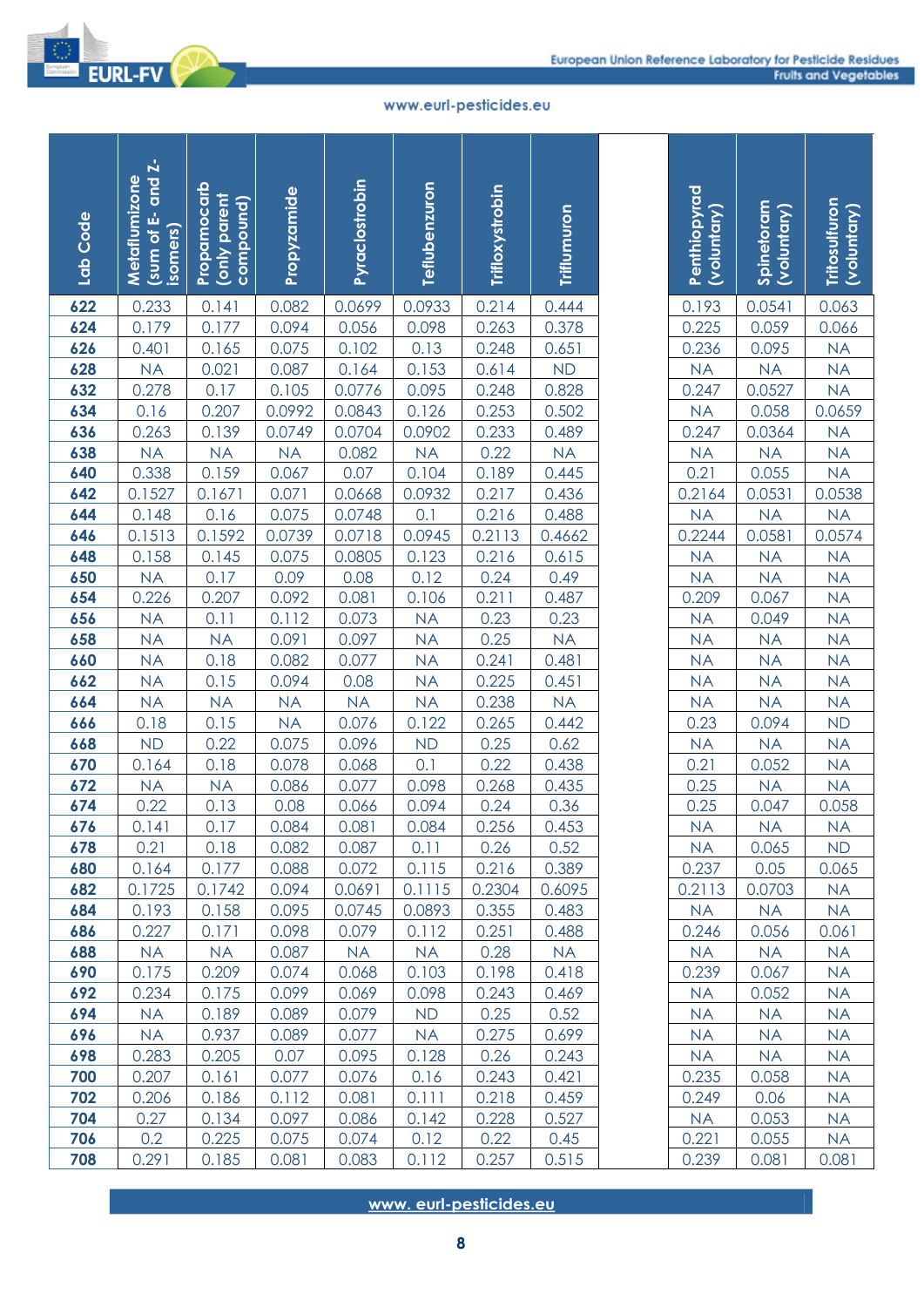| Lab Code | Metaflumizone (sum of E- and Z- isomers) | Propamocarb (only parent compound) | Propyzamide | Pyraclostrobin | Teflubenzuron | Trifloxystrobin | Triflumuron | | Penthiopyrad (voluntary) | Spinetoram (voluntary) | Tritosulfuron (voluntary) |
|---|---|---|---|---|---|---|---|---|---|---|---|
| 622 | 0.233 | 0.141 | 0.082 | 0.0699 | 0.0933 | 0.214 | 0.444 | | 0.193 | 0.0541 | 0.063 |
| 624 | 0.179 | 0.177 | 0.094 | 0.056 | 0.098 | 0.263 | 0.378 | | 0.225 | 0.059 | 0.066 |
| 626 | 0.401 | 0.165 | 0.075 | 0.102 | 0.13 | 0.248 | 0.651 | | 0.236 | 0.095 | NA |
| 628 | NA | 0.021 | 0.087 | 0.164 | 0.153 | 0.614 | ND | | NA | NA | NA |
| 632 | 0.278 | 0.17 | 0.105 | 0.0776 | 0.095 | 0.248 | 0.828 | | 0.247 | 0.0527 | NA |
| 634 | 0.16 | 0.207 | 0.0992 | 0.0843 | 0.126 | 0.253 | 0.502 | | NA | 0.058 | 0.0659 |
| 636 | 0.263 | 0.139 | 0.0749 | 0.0704 | 0.0902 | 0.233 | 0.489 | | 0.247 | 0.0364 | NA |
| 638 | NA | NA | NA | 0.082 | NA | 0.22 | NA | | NA | NA | NA |
| 640 | 0.338 | 0.159 | 0.067 | 0.07 | 0.104 | 0.189 | 0.445 | | 0.21 | 0.055 | NA |
| 642 | 0.1527 | 0.1671 | 0.071 | 0.0668 | 0.0932 | 0.217 | 0.436 | | 0.2164 | 0.0531 | 0.0538 |
| 644 | 0.148 | 0.16 | 0.075 | 0.0748 | 0.1 | 0.216 | 0.488 | | NA | NA | NA |
| 646 | 0.1513 | 0.1592 | 0.0739 | 0.0718 | 0.0945 | 0.2113 | 0.4662 | | 0.2244 | 0.0581 | 0.0574 |
| 648 | 0.158 | 0.145 | 0.075 | 0.0805 | 0.123 | 0.216 | 0.615 | | NA | NA | NA |
| 650 | NA | 0.17 | 0.09 | 0.08 | 0.12 | 0.24 | 0.49 | | NA | NA | NA |
| 654 | 0.226 | 0.207 | 0.092 | 0.081 | 0.106 | 0.211 | 0.487 | | 0.209 | 0.067 | NA |
| 656 | NA | 0.11 | 0.112 | 0.073 | NA | 0.23 | 0.23 | | NA | 0.049 | NA |
| 658 | NA | NA | 0.091 | 0.097 | NA | 0.25 | NA | | NA | NA | NA |
| 660 | NA | 0.18 | 0.082 | 0.077 | NA | 0.241 | 0.481 | | NA | NA | NA |
| 662 | NA | 0.15 | 0.094 | 0.08 | NA | 0.225 | 0.451 | | NA | NA | NA |
| 664 | NA | NA | NA | NA | NA | 0.238 | NA | | NA | NA | NA |
| 666 | 0.18 | 0.15 | NA | 0.076 | 0.122 | 0.265 | 0.442 | | 0.23 | 0.094 | ND |
| 668 | ND | 0.22 | 0.075 | 0.096 | ND | 0.25 | 0.62 | | NA | NA | NA |
| 670 | 0.164 | 0.18 | 0.078 | 0.068 | 0.1 | 0.22 | 0.438 | | 0.21 | 0.052 | NA |
| 672 | NA | NA | 0.086 | 0.077 | 0.098 | 0.268 | 0.435 | | 0.25 | NA | NA |
| 674 | 0.22 | 0.13 | 0.08 | 0.066 | 0.094 | 0.24 | 0.36 | | 0.25 | 0.047 | 0.058 |
| 676 | 0.141 | 0.17 | 0.084 | 0.081 | 0.084 | 0.256 | 0.453 | | NA | NA | NA |
| 678 | 0.21 | 0.18 | 0.082 | 0.087 | 0.11 | 0.26 | 0.52 | | NA | 0.065 | ND |
| 680 | 0.164 | 0.177 | 0.088 | 0.072 | 0.115 | 0.216 | 0.389 | | 0.237 | 0.05 | 0.065 |
| 682 | 0.1725 | 0.1742 | 0.094 | 0.0691 | 0.1115 | 0.2304 | 0.6095 | | 0.2113 | 0.0703 | NA |
| 684 | 0.193 | 0.158 | 0.095 | 0.0745 | 0.0893 | 0.355 | 0.483 | | NA | NA | NA |
| 686 | 0.227 | 0.171 | 0.098 | 0.079 | 0.112 | 0.251 | 0.488 | | 0.246 | 0.056 | 0.061 |
| 688 | NA | NA | 0.087 | NA | NA | 0.28 | NA | | NA | NA | NA |
| 690 | 0.175 | 0.209 | 0.074 | 0.068 | 0.103 | 0.198 | 0.418 | | 0.239 | 0.067 | NA |
| 692 | 0.234 | 0.175 | 0.099 | 0.069 | 0.098 | 0.243 | 0.469 | | NA | 0.052 | NA |
| 694 | NA | 0.189 | 0.089 | 0.079 | ND | 0.25 | 0.52 | | NA | NA | NA |
| 696 | NA | 0.937 | 0.089 | 0.077 | NA | 0.275 | 0.699 | | NA | NA | NA |
| 698 | 0.283 | 0.205 | 0.07 | 0.095 | 0.128 | 0.26 | 0.243 | | NA | NA | NA |
| 700 | 0.207 | 0.161 | 0.077 | 0.076 | 0.16 | 0.243 | 0.421 | | 0.235 | 0.058 | NA |
| 702 | 0.206 | 0.186 | 0.112 | 0.081 | 0.111 | 0.218 | 0.459 | | 0.249 | 0.06 | NA |
| 704 | 0.27 | 0.134 | 0.097 | 0.086 | 0.142 | 0.228 | 0.527 | | NA | 0.053 | NA |
| 706 | 0.2 | 0.225 | 0.075 | 0.074 | 0.12 | 0.22 | 0.45 | | 0.221 | 0.055 | NA |
| 708 | 0.291 | 0.185 | 0.081 | 0.083 | 0.112 | 0.257 | 0.515 | | 0.239 | 0.081 | 0.081 |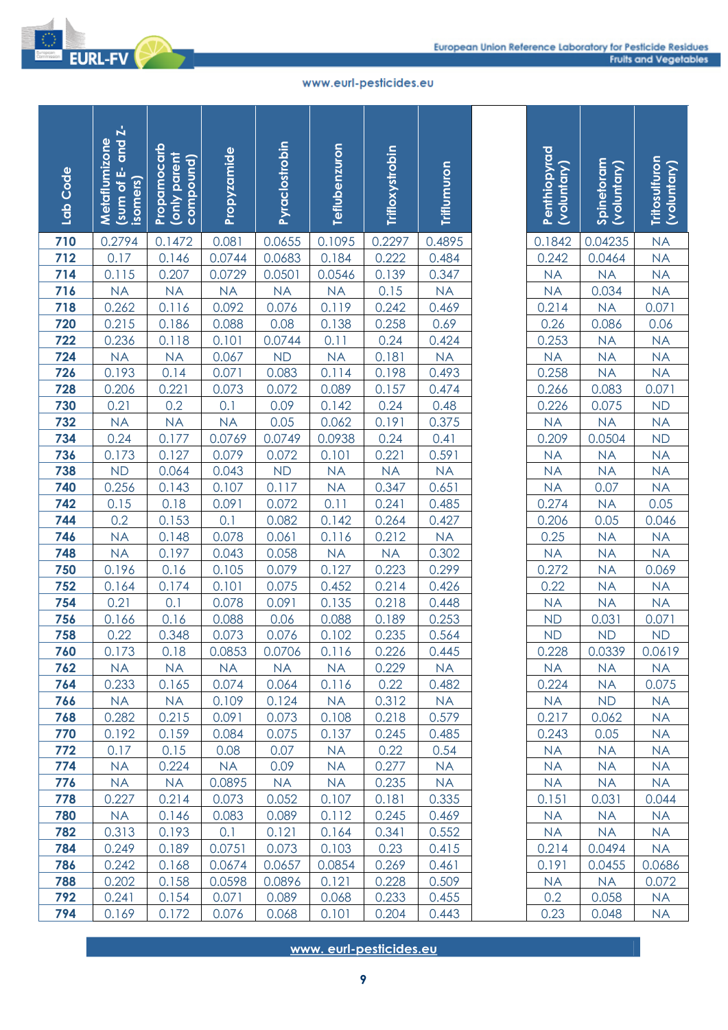| Lab Code | Metaflumizone (sum of E- and Z-isomers) | Propamocarb (only parent compound) | Propyzamide | Pyraclostrobin | Teflubenzuron | Trifloxystrobin | Triflumuron | | Penthiopyrad (voluntary) | Spinetoram (voluntary) | Tritosulfuron (voluntary) |
|---|---|---|---|---|---|---|---|---|---|---|---|
| 710 | 0.2794 | 0.1472 | 0.081 | 0.0655 | 0.1095 | 0.2297 | 0.4895 | | 0.1842 | 0.04235 | NA |
| 712 | 0.17 | 0.146 | 0.0744 | 0.0683 | 0.184 | 0.222 | 0.484 | | 0.242 | 0.0464 | NA |
| 714 | 0.115 | 0.207 | 0.0729 | 0.0501 | 0.0546 | 0.139 | 0.347 | | NA | NA | NA |
| 716 | NA | NA | NA | NA | NA | 0.15 | NA | | NA | 0.034 | NA |
| 718 | 0.262 | 0.116 | 0.092 | 0.076 | 0.119 | 0.242 | 0.469 | | 0.214 | NA | 0.071 |
| 720 | 0.215 | 0.186 | 0.088 | 0.08 | 0.138 | 0.258 | 0.69 | | 0.26 | 0.086 | 0.06 |
| 722 | 0.236 | 0.118 | 0.101 | 0.0744 | 0.11 | 0.24 | 0.424 | | 0.253 | NA | NA |
| 724 | NA | NA | 0.067 | ND | NA | 0.181 | NA | | NA | NA | NA |
| 726 | 0.193 | 0.14 | 0.071 | 0.083 | 0.114 | 0.198 | 0.493 | | 0.258 | NA | NA |
| 728 | 0.206 | 0.221 | 0.073 | 0.072 | 0.089 | 0.157 | 0.474 | | 0.266 | 0.083 | 0.071 |
| 730 | 0.21 | 0.2 | 0.1 | 0.09 | 0.142 | 0.24 | 0.48 | | 0.226 | 0.075 | ND |
| 732 | NA | NA | NA | 0.05 | 0.062 | 0.191 | 0.375 | | NA | NA | NA |
| 734 | 0.24 | 0.177 | 0.0769 | 0.0749 | 0.0938 | 0.24 | 0.41 | | 0.209 | 0.0504 | ND |
| 736 | 0.173 | 0.127 | 0.079 | 0.072 | 0.101 | 0.221 | 0.591 | | NA | NA | NA |
| 738 | ND | 0.064 | 0.043 | ND | NA | NA | NA | | NA | NA | NA |
| 740 | 0.256 | 0.143 | 0.107 | 0.117 | NA | 0.347 | 0.651 | | NA | 0.07 | NA |
| 742 | 0.15 | 0.18 | 0.091 | 0.072 | 0.11 | 0.241 | 0.485 | | 0.274 | NA | 0.05 |
| 744 | 0.2 | 0.153 | 0.1 | 0.082 | 0.142 | 0.264 | 0.427 | | 0.206 | 0.05 | 0.046 |
| 746 | NA | 0.148 | 0.078 | 0.061 | 0.116 | 0.212 | NA | | 0.25 | NA | NA |
| 748 | NA | 0.197 | 0.043 | 0.058 | NA | NA | 0.302 | | NA | NA | NA |
| 750 | 0.196 | 0.16 | 0.105 | 0.079 | 0.127 | 0.223 | 0.299 | | 0.272 | NA | 0.069 |
| 752 | 0.164 | 0.174 | 0.101 | 0.075 | 0.452 | 0.214 | 0.426 | | 0.22 | NA | NA |
| 754 | 0.21 | 0.1 | 0.078 | 0.091 | 0.135 | 0.218 | 0.448 | | NA | NA | NA |
| 756 | 0.166 | 0.16 | 0.088 | 0.06 | 0.088 | 0.189 | 0.253 | | ND | 0.031 | 0.071 |
| 758 | 0.22 | 0.348 | 0.073 | 0.076 | 0.102 | 0.235 | 0.564 | | ND | ND | ND |
| 760 | 0.173 | 0.18 | 0.0853 | 0.0706 | 0.116 | 0.226 | 0.445 | | 0.228 | 0.0339 | 0.0619 |
| 762 | NA | NA | NA | NA | NA | 0.229 | NA | | NA | NA | NA |
| 764 | 0.233 | 0.165 | 0.074 | 0.064 | 0.116 | 0.22 | 0.482 | | 0.224 | NA | 0.075 |
| 766 | NA | NA | 0.109 | 0.124 | NA | 0.312 | NA | | NA | ND | NA |
| 768 | 0.282 | 0.215 | 0.091 | 0.073 | 0.108 | 0.218 | 0.579 | | 0.217 | 0.062 | NA |
| 770 | 0.192 | 0.159 | 0.084 | 0.075 | 0.137 | 0.245 | 0.485 | | 0.243 | 0.05 | NA |
| 772 | 0.17 | 0.15 | 0.08 | 0.07 | NA | 0.22 | 0.54 | | NA | NA | NA |
| 774 | NA | 0.224 | NA | 0.09 | NA | 0.277 | NA | | NA | NA | NA |
| 776 | NA | NA | 0.0895 | NA | NA | 0.235 | NA | | NA | NA | NA |
| 778 | 0.227 | 0.214 | 0.073 | 0.052 | 0.107 | 0.181 | 0.335 | | 0.151 | 0.031 | 0.044 |
| 780 | NA | 0.146 | 0.083 | 0.089 | 0.112 | 0.245 | 0.469 | | NA | NA | NA |
| 782 | 0.313 | 0.193 | 0.1 | 0.121 | 0.164 | 0.341 | 0.552 | | NA | NA | NA |
| 784 | 0.249 | 0.189 | 0.0751 | 0.073 | 0.103 | 0.23 | 0.415 | | 0.214 | 0.0494 | NA |
| 786 | 0.242 | 0.168 | 0.0674 | 0.0657 | 0.0854 | 0.269 | 0.461 | | 0.191 | 0.0455 | 0.0686 |
| 788 | 0.202 | 0.158 | 0.0598 | 0.0896 | 0.121 | 0.228 | 0.509 | | NA | NA | 0.072 |
| 792 | 0.241 | 0.154 | 0.071 | 0.089 | 0.068 | 0.233 | 0.455 | | 0.2 | 0.058 | NA |
| 794 | 0.169 | 0.172 | 0.076 | 0.068 | 0.101 | 0.204 | 0.443 | | 0.23 | 0.048 | NA |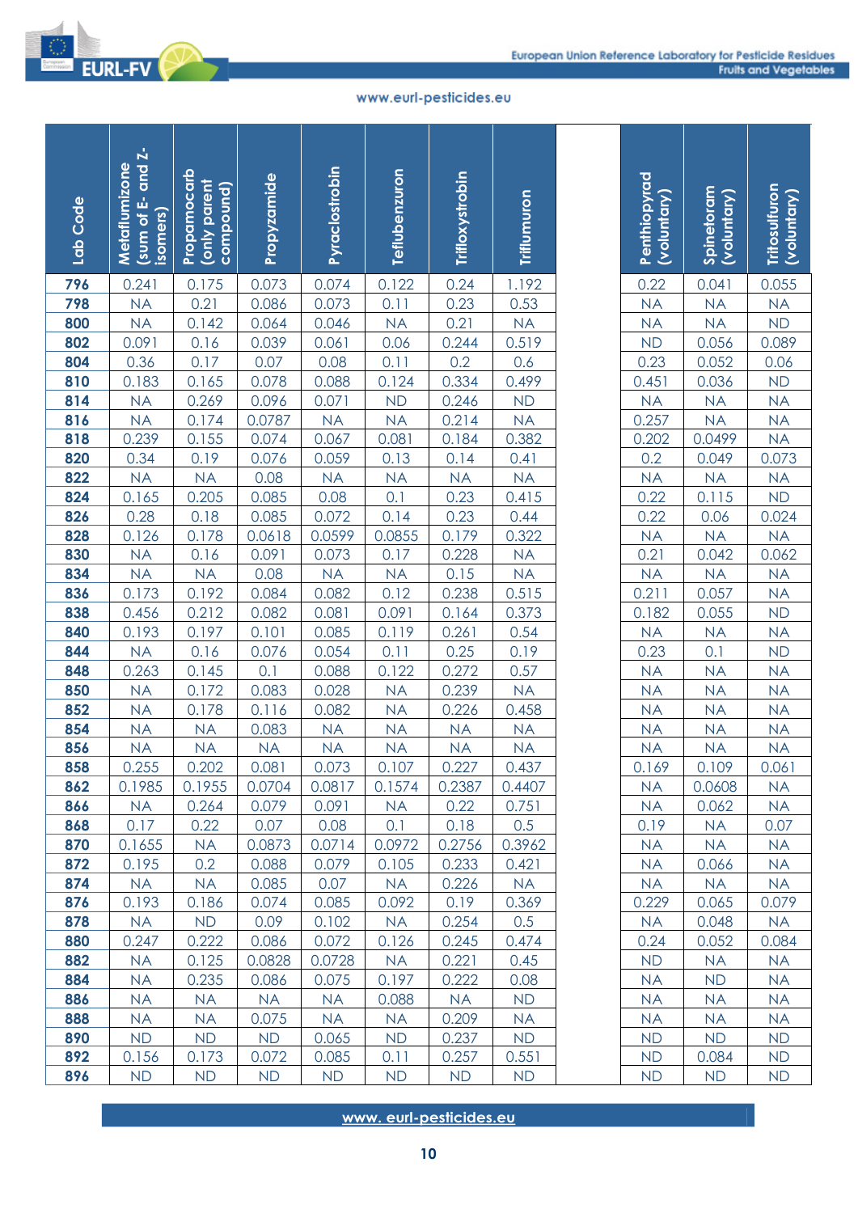| Lab Code | Metaflumizone (sum of E- and Z-isomers) | Propamocarb (only parent compound) | Propyzamide | Pyraclostrobin | Teflubenzuron | Trifloxystrobin | Triflumuron | | Penthiopyrad (voluntary) | Spinetoram (voluntary) | Tritosulfuron (voluntary) |
|---|---|---|---|---|---|---|---|---|---|---|---|
| 796 | 0.241 | 0.175 | 0.073 | 0.074 | 0.122 | 0.24 | 1.192 | | 0.22 | 0.041 | 0.055 |
| 798 | NA | 0.21 | 0.086 | 0.073 | 0.11 | 0.23 | 0.53 | | NA | NA | NA |
| 800 | NA | 0.142 | 0.064 | 0.046 | NA | 0.21 | NA | | NA | NA | ND |
| 802 | 0.091 | 0.16 | 0.039 | 0.061 | 0.06 | 0.244 | 0.519 | | ND | 0.056 | 0.089 |
| 804 | 0.36 | 0.17 | 0.07 | 0.08 | 0.11 | 0.2 | 0.6 | | 0.23 | 0.052 | 0.06 |
| 810 | 0.183 | 0.165 | 0.078 | 0.088 | 0.124 | 0.334 | 0.499 | | 0.451 | 0.036 | ND |
| 814 | NA | 0.269 | 0.096 | 0.071 | ND | 0.246 | ND | | NA | NA | NA |
| 816 | NA | 0.174 | 0.0787 | NA | NA | 0.214 | NA | | 0.257 | NA | NA |
| 818 | 0.239 | 0.155 | 0.074 | 0.067 | 0.081 | 0.184 | 0.382 | | 0.202 | 0.0499 | NA |
| 820 | 0.34 | 0.19 | 0.076 | 0.059 | 0.13 | 0.14 | 0.41 | | 0.2 | 0.049 | 0.073 |
| 822 | NA | NA | 0.08 | NA | NA | NA | NA | | NA | NA | NA |
| 824 | 0.165 | 0.205 | 0.085 | 0.08 | 0.1 | 0.23 | 0.415 | | 0.22 | 0.115 | ND |
| 826 | 0.28 | 0.18 | 0.085 | 0.072 | 0.14 | 0.23 | 0.44 | | 0.22 | 0.06 | 0.024 |
| 828 | 0.126 | 0.178 | 0.0618 | 0.0599 | 0.0855 | 0.179 | 0.322 | | NA | NA | NA |
| 830 | NA | 0.16 | 0.091 | 0.073 | 0.17 | 0.228 | NA | | 0.21 | 0.042 | 0.062 |
| 834 | NA | NA | 0.08 | NA | NA | 0.15 | NA | | NA | NA | NA |
| 836 | 0.173 | 0.192 | 0.084 | 0.082 | 0.12 | 0.238 | 0.515 | | 0.211 | 0.057 | NA |
| 838 | 0.456 | 0.212 | 0.082 | 0.081 | 0.091 | 0.164 | 0.373 | | 0.182 | 0.055 | ND |
| 840 | 0.193 | 0.197 | 0.101 | 0.085 | 0.119 | 0.261 | 0.54 | | NA | NA | NA |
| 844 | NA | 0.16 | 0.076 | 0.054 | 0.11 | 0.25 | 0.19 | | 0.23 | 0.1 | ND |
| 848 | 0.263 | 0.145 | 0.1 | 0.088 | 0.122 | 0.272 | 0.57 | | NA | NA | NA |
| 850 | NA | 0.172 | 0.083 | 0.028 | NA | 0.239 | NA | | NA | NA | NA |
| 852 | NA | 0.178 | 0.116 | 0.082 | NA | 0.226 | 0.458 | | NA | NA | NA |
| 854 | NA | NA | 0.083 | NA | NA | NA | NA | | NA | NA | NA |
| 856 | NA | NA | NA | NA | NA | NA | NA | | NA | NA | NA |
| 858 | 0.255 | 0.202 | 0.081 | 0.073 | 0.107 | 0.227 | 0.437 | | 0.169 | 0.109 | 0.061 |
| 862 | 0.1985 | 0.1955 | 0.0704 | 0.0817 | 0.1574 | 0.2387 | 0.4407 | | NA | 0.0608 | NA |
| 866 | NA | 0.264 | 0.079 | 0.091 | NA | 0.22 | 0.751 | | NA | 0.062 | NA |
| 868 | 0.17 | 0.22 | 0.07 | 0.08 | 0.1 | 0.18 | 0.5 | | 0.19 | NA | 0.07 |
| 870 | 0.1655 | NA | 0.0873 | 0.0714 | 0.0972 | 0.2756 | 0.3962 | | NA | NA | NA |
| 872 | 0.195 | 0.2 | 0.088 | 0.079 | 0.105 | 0.233 | 0.421 | | NA | 0.066 | NA |
| 874 | NA | NA | 0.085 | 0.07 | NA | 0.226 | NA | | NA | NA | NA |
| 876 | 0.193 | 0.186 | 0.074 | 0.085 | 0.092 | 0.19 | 0.369 | | 0.229 | 0.065 | 0.079 |
| 878 | NA | ND | 0.09 | 0.102 | NA | 0.254 | 0.5 | | NA | 0.048 | NA |
| 880 | 0.247 | 0.222 | 0.086 | 0.072 | 0.126 | 0.245 | 0.474 | | 0.24 | 0.052 | 0.084 |
| 882 | NA | 0.125 | 0.0828 | 0.0728 | NA | 0.221 | 0.45 | | ND | NA | NA |
| 884 | NA | 0.235 | 0.086 | 0.075 | 0.197 | 0.222 | 0.08 | | NA | ND | NA |
| 886 | NA | NA | NA | NA | 0.088 | NA | ND | | NA | NA | NA |
| 888 | NA | NA | 0.075 | NA | NA | 0.209 | NA | | NA | NA | NA |
| 890 | ND | ND | ND | 0.065 | ND | 0.237 | ND | | ND | ND | ND |
| 892 | 0.156 | 0.173 | 0.072 | 0.085 | 0.11 | 0.257 | 0.551 | | ND | 0.084 | ND |
| 896 | ND | ND | ND | ND | ND | ND | ND | | ND | ND | ND |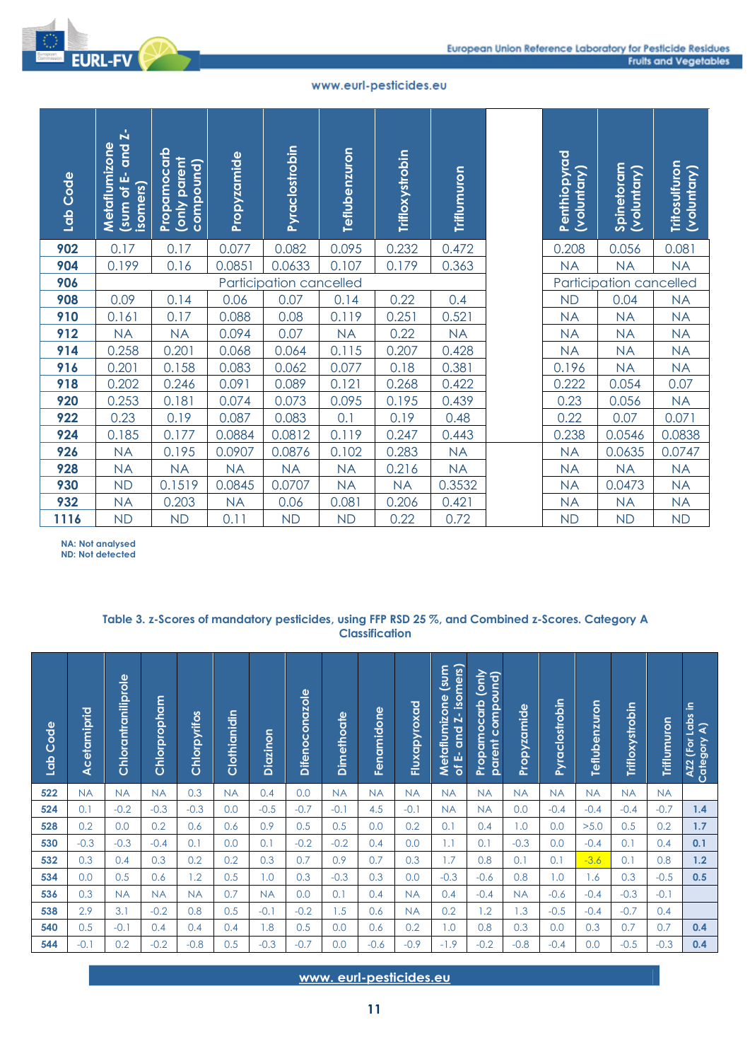| Lab Code | Metaflumizone (sum of E- and Z-isomers) | Propamocarb (only parent compound) | Propyzamide | Pyraclostrobin | Teflubenzuron | Trifloxystrobin | Triflumuron | | Penthiopyrad (voluntary) | Spinetoram (voluntary) | Tritosulfuron (voluntary) |
|---|---|---|---|---|---|---|---|---|---|---|---|
| 902 | 0.17 | 0.17 | 0.077 | 0.082 | 0.095 | 0.232 | 0.472 | | 0.208 | 0.056 | 0.081 |
| 904 | 0.199 | 0.16 | 0.0851 | 0.0633 | 0.107 | 0.179 | 0.363 | | NA | NA | NA |
| 906 | Participation cancelled | | | | | | | | Participation cancelled | | |
| 908 | 0.09 | 0.14 | 0.06 | 0.07 | 0.14 | 0.22 | 0.4 | | ND | 0.04 | NA |
| 910 | 0.161 | 0.17 | 0.088 | 0.08 | 0.119 | 0.251 | 0.521 | | NA | NA | NA |
| 912 | NA | NA | 0.094 | 0.07 | NA | 0.22 | NA | | NA | NA | NA |
| 914 | 0.258 | 0.201 | 0.068 | 0.064 | 0.115 | 0.207 | 0.428 | | NA | NA | NA |
| 916 | 0.201 | 0.158 | 0.083 | 0.062 | 0.077 | 0.18 | 0.381 | | 0.196 | NA | NA |
| 918 | 0.202 | 0.246 | 0.091 | 0.089 | 0.121 | 0.268 | 0.422 | | 0.222 | 0.054 | 0.07 |
| 920 | 0.253 | 0.181 | 0.074 | 0.073 | 0.095 | 0.195 | 0.439 | | 0.23 | 0.056 | NA |
| 922 | 0.23 | 0.19 | 0.087 | 0.083 | 0.1 | 0.19 | 0.48 | | 0.22 | 0.07 | 0.071 |
| 924 | 0.185 | 0.177 | 0.0884 | 0.0812 | 0.119 | 0.247 | 0.443 | | 0.238 | 0.0546 | 0.0838 |
| 926 | NA | 0.195 | 0.0907 | 0.0876 | 0.102 | 0.283 | NA | | NA | 0.0635 | 0.0747 |
| 928 | NA | NA | NA | NA | NA | 0.216 | NA | | NA | NA | NA |
| 930 | ND | 0.1519 | 0.0845 | 0.0707 | NA | NA | 0.3532 | | NA | 0.0473 | NA |
| 932 | NA | 0.203 | NA | 0.06 | 0.081 | 0.206 | 0.421 | | NA | NA | NA |
| 1116 | ND | ND | 0.11 | ND | ND | 0.22 | 0.72 | | ND | ND | ND |

**NA: Not analysed**
**ND: Not detected**

**Table 3. z-Scores of mandatory pesticides, using FFP RSD 25 %, and Combined z-Scores. Category A Classification**

| Lab Code | Acetamiprid | Chlorantraniliprole | Chlorpropham | Chlorpyrifos | Clothianidin | Diazinon | Difenoconazole | Dimethoate | Fenamidone | Fluxapyroxad | Metaflumizone (sum of E- and Z- isomers) | Propamocarb (only parent compound) | Propyzamide | Pyraclostrobin | Teflubenzuron | Trifloxystrobin | Triflumuron | AZ2 (For Labs in Category A) |
|---|---|---|---|---|---|---|---|---|---|---|---|---|---|---|---|---|---|---|
| 522 | NA | NA | NA | 0.3 | NA | 0.4 | 0.0 | NA | NA | NA | NA | NA | NA | NA | NA | NA | NA | |
| 524 | 0.1 | -0.2 | -0.3 | -0.3 | 0.0 | -0.5 | -0.7 | -0.1 | 4.5 | -0.1 | NA | NA | 0.0 | -0.4 | -0.4 | -0.4 | -0.7 | **1.4** |
| 528 | 0.2 | 0.0 | 0.2 | 0.6 | 0.6 | 0.9 | 0.5 | 0.5 | 0.0 | 0.2 | 0.1 | 0.4 | 1.0 | 0.0 | >5.0 | 0.5 | 0.2 | **1.7** |
| 530 | -0.3 | -0.3 | -0.4 | 0.1 | 0.0 | 0.1 | -0.2 | -0.2 | 0.4 | 0.0 | 1.1 | 0.1 | -0.3 | 0.0 | -0.4 | 0.1 | 0.4 | **0.1** |
| 532 | 0.3 | 0.4 | 0.3 | 0.2 | 0.2 | 0.3 | 0.7 | 0.9 | 0.7 | 0.3 | 1.7 | 0.8 | 0.1 | 0.1 | -3.6 | 0.1 | 0.8 | **1.2** |
| 534 | 0.0 | 0.5 | 0.6 | 1.2 | 0.5 | 1.0 | 0.3 | -0.3 | 0.3 | 0.0 | -0.3 | -0.6 | 0.8 | 1.0 | 1.6 | 0.3 | -0.5 | **0.5** |
| 536 | 0.3 | NA | NA | NA | 0.7 | NA | 0.0 | 0.1 | 0.4 | NA | 0.4 | -0.4 | NA | -0.6 | -0.4 | -0.3 | -0.1 | |
| 538 | 2.9 | 3.1 | -0.2 | 0.8 | 0.5 | -0.1 | -0.2 | 1.5 | 0.6 | NA | 0.2 | 1.2 | 1.3 | -0.5 | -0.4 | -0.7 | 0.4 | |
| 540 | 0.5 | -0.1 | 0.4 | 0.4 | 0.4 | 1.8 | 0.5 | 0.0 | 0.6 | 0.2 | 1.0 | 0.8 | 0.3 | 0.0 | 0.3 | 0.7 | 0.7 | **0.4** |
| 544 | -0.1 | 0.2 | -0.2 | -0.8 | 0.5 | -0.3 | -0.7 | 0.0 | -0.6 | -0.9 | -1.9 | -0.2 | -0.8 | -0.4 | 0.0 | -0.5 | -0.3 | **0.4** |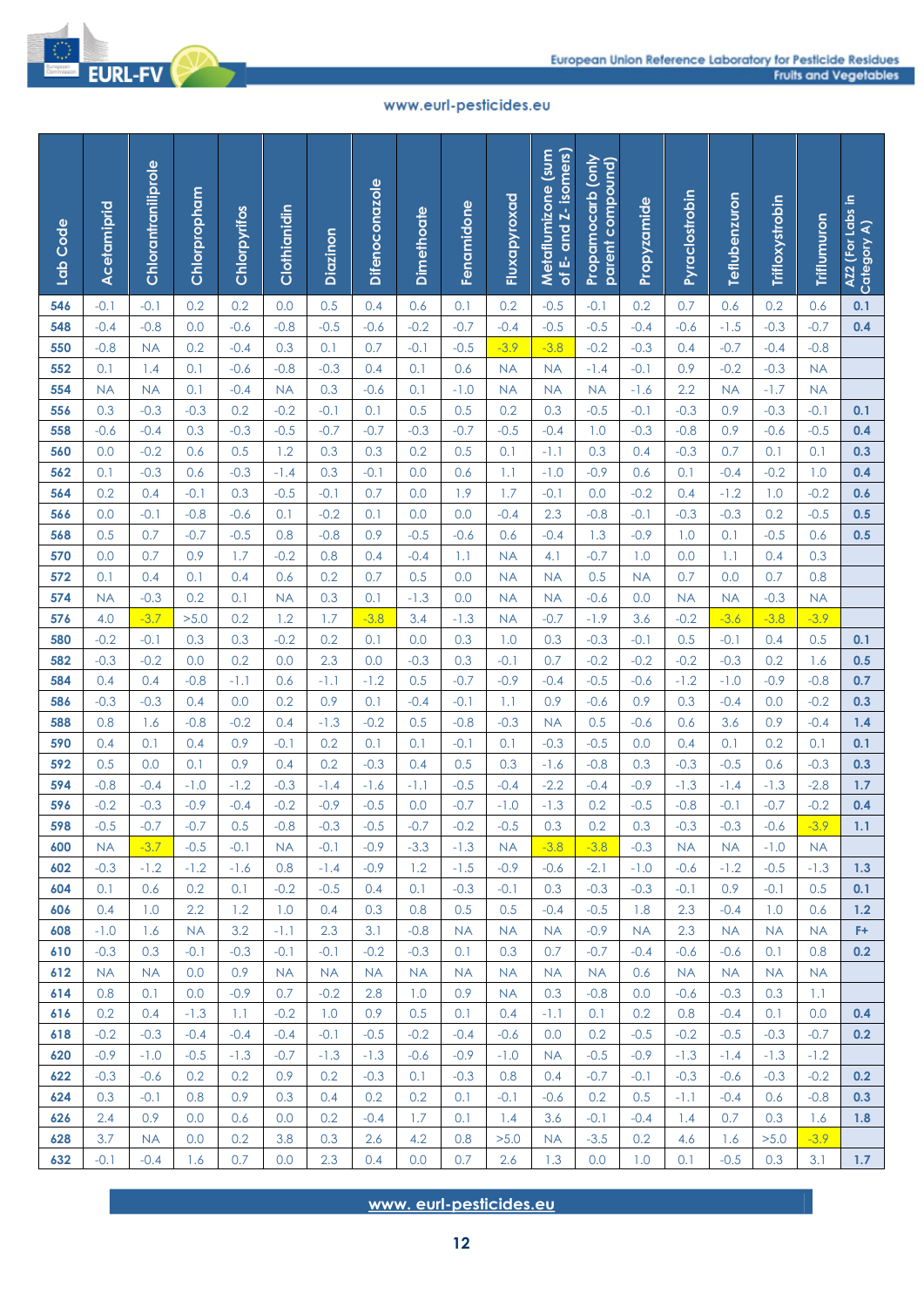| Lab Code | Acetamiprid | Chlorantraniliprole | Chlorpropham | Chlorpyrifos | Clothianidin | Diazinon | Difenoconazole | Dimethoate | Fenamidone | Fluxapyroxad | Metaflumizone (sum of E- and Z- isomers) | Propamocarb (only parent compound) | Propyzamide | Pyraclostrobin | Teflubenzuron | Trifloxystrobin | Triflumuron | AZ2 (For Labs in Category A) |
|---|---|---|---|---|---|---|---|---|---|---|---|---|---|---|---|---|---|---|
| 546 | -0.1 | -0.1 | 0.2 | 0.2 | 0.0 | 0.5 | 0.4 | 0.6 | 0.1 | 0.2 | -0.5 | -0.1 | 0.2 | 0.7 | 0.6 | 0.2 | 0.6 | 0.1 |
| 548 | -0.4 | -0.8 | 0.0 | -0.6 | -0.8 | -0.5 | -0.6 | -0.2 | -0.7 | -0.4 | -0.5 | -0.5 | -0.4 | -0.6 | -1.5 | -0.3 | -0.7 | 0.4 |
| 550 | -0.8 | NA | 0.2 | -0.4 | 0.3 | 0.1 | 0.7 | -0.1 | -0.5 | -3.9 | -3.8 | -0.2 | -0.3 | 0.4 | -0.7 | -0.4 | -0.8 | |
| 552 | 0.1 | 1.4 | 0.1 | -0.6 | -0.8 | -0.3 | 0.4 | 0.1 | 0.6 | NA | NA | -1.4 | -0.1 | 0.9 | -0.2 | -0.3 | NA | |
| 554 | NA | NA | 0.1 | -0.4 | NA | 0.3 | -0.6 | 0.1 | -1.0 | NA | NA | NA | -1.6 | 2.2 | NA | -1.7 | NA | |
| 556 | 0.3 | -0.3 | -0.3 | 0.2 | -0.2 | -0.1 | 0.1 | 0.5 | 0.5 | 0.2 | 0.3 | -0.5 | -0.1 | -0.3 | 0.9 | -0.3 | -0.1 | 0.1 |
| 558 | -0.6 | -0.4 | 0.3 | -0.3 | -0.5 | -0.7 | -0.7 | -0.3 | -0.7 | -0.5 | -0.4 | 1.0 | -0.3 | -0.8 | 0.9 | -0.6 | -0.5 | 0.4 |
| 560 | 0.0 | -0.2 | 0.6 | 0.5 | 1.2 | 0.3 | 0.3 | 0.2 | 0.5 | 0.1 | -1.1 | 0.3 | 0.4 | -0.3 | 0.7 | 0.1 | 0.1 | 0.3 |
| 562 | 0.1 | -0.3 | 0.6 | -0.3 | -1.4 | 0.3 | -0.1 | 0.0 | 0.6 | 1.1 | -1.0 | -0.9 | 0.6 | 0.1 | -0.4 | -0.2 | 1.0 | 0.4 |
| 564 | 0.2 | 0.4 | -0.1 | 0.3 | -0.5 | -0.1 | 0.7 | 0.0 | 1.9 | 1.7 | -0.1 | 0.0 | -0.2 | 0.4 | -1.2 | 1.0 | -0.2 | 0.6 |
| 566 | 0.0 | -0.1 | -0.8 | -0.6 | 0.1 | -0.2 | 0.1 | 0.0 | 0.0 | -0.4 | 2.3 | -0.8 | -0.1 | -0.3 | -0.3 | 0.2 | -0.5 | 0.5 |
| 568 | 0.5 | 0.7 | -0.7 | -0.5 | 0.8 | -0.8 | 0.9 | -0.5 | -0.6 | 0.6 | -0.4 | 1.3 | -0.9 | 1.0 | 0.1 | -0.5 | 0.6 | 0.5 |
| 570 | 0.0 | 0.7 | 0.9 | 1.7 | -0.2 | 0.8 | 0.4 | -0.4 | 1.1 | NA | 4.1 | -0.7 | 1.0 | 0.0 | 1.1 | 0.4 | 0.3 | |
| 572 | 0.1 | 0.4 | 0.1 | 0.4 | 0.6 | 0.2 | 0.7 | 0.5 | 0.0 | NA | NA | 0.5 | NA | 0.7 | 0.0 | 0.7 | 0.8 | |
| 574 | NA | -0.3 | 0.2 | 0.1 | NA | 0.3 | 0.1 | -1.3 | 0.0 | NA | NA | -0.6 | 0.0 | NA | NA | -0.3 | NA | |
| 576 | 4.0 | -3.7 | >5.0 | 0.2 | 1.2 | 1.7 | -3.8 | 3.4 | -1.3 | NA | -0.7 | -1.9 | 3.6 | -0.2 | -3.6 | -3.8 | -3.9 | |
| 580 | -0.2 | -0.1 | 0.3 | 0.3 | -0.2 | 0.2 | 0.1 | 0.0 | 0.3 | 1.0 | 0.3 | -0.3 | -0.1 | 0.5 | -0.1 | 0.4 | 0.5 | 0.1 |
| 582 | -0.3 | -0.2 | 0.0 | 0.2 | 0.0 | 2.3 | 0.0 | -0.3 | 0.3 | -0.1 | 0.7 | -0.2 | -0.2 | -0.2 | -0.3 | 0.2 | 1.6 | 0.5 |
| 584 | 0.4 | 0.4 | -0.8 | -1.1 | 0.6 | -1.1 | -1.2 | 0.5 | -0.7 | -0.9 | -0.4 | -0.5 | -0.6 | -1.2 | -1.0 | -0.9 | -0.8 | 0.7 |
| 586 | -0.3 | -0.3 | 0.4 | 0.0 | 0.2 | 0.9 | 0.1 | -0.4 | -0.1 | 1.1 | 0.9 | -0.6 | 0.9 | 0.3 | -0.4 | 0.0 | -0.2 | 0.3 |
| 588 | 0.8 | 1.6 | -0.8 | -0.2 | 0.4 | -1.3 | -0.2 | 0.5 | -0.8 | -0.3 | NA | 0.5 | -0.6 | 0.6 | 3.6 | 0.9 | -0.4 | 1.4 |
| 590 | 0.4 | 0.1 | 0.4 | 0.9 | -0.1 | 0.2 | 0.1 | 0.1 | -0.1 | 0.1 | -0.3 | -0.5 | 0.0 | 0.4 | 0.1 | 0.2 | 0.1 | 0.1 |
| 592 | 0.5 | 0.0 | 0.1 | 0.9 | 0.4 | 0.2 | -0.3 | 0.4 | 0.5 | 0.3 | -1.6 | -0.8 | 0.3 | -0.3 | -0.5 | 0.6 | -0.3 | 0.3 |
| 594 | -0.8 | -0.4 | -1.0 | -1.2 | -0.3 | -1.4 | -1.6 | -1.1 | -0.5 | -0.4 | -2.2 | -0.4 | -0.9 | -1.3 | -1.4 | -1.3 | -2.8 | 1.7 |
| 596 | -0.2 | -0.3 | -0.9 | -0.4 | -0.2 | -0.9 | -0.5 | 0.0 | -0.7 | -1.0 | -1.3 | 0.2 | -0.5 | -0.8 | -0.1 | -0.7 | -0.2 | 0.4 |
| 598 | -0.5 | -0.7 | -0.7 | 0.5 | -0.8 | -0.3 | -0.5 | -0.7 | -0.2 | -0.5 | 0.3 | 0.2 | 0.3 | -0.3 | -0.3 | -0.6 | -3.9 | 1.1 |
| 600 | NA | -3.7 | -0.5 | -0.1 | NA | -0.1 | -0.9 | -3.3 | -1.3 | NA | -3.8 | -3.8 | -0.3 | NA | NA | -1.0 | NA | |
| 602 | -0.3 | -1.2 | -1.2 | -1.6 | 0.8 | -1.4 | -0.9 | 1.2 | -1.5 | -0.9 | -0.6 | -2.1 | -1.0 | -0.6 | -1.2 | -0.5 | -1.3 | 1.3 |
| 604 | 0.1 | 0.6 | 0.2 | 0.1 | -0.2 | -0.5 | 0.4 | 0.1 | -0.3 | -0.1 | 0.3 | -0.3 | -0.3 | -0.1 | 0.9 | -0.1 | 0.5 | 0.1 |
| 606 | 0.4 | 1.0 | 2.2 | 1.2 | 1.0 | 0.4 | 0.3 | 0.8 | 0.5 | 0.5 | -0.4 | -0.5 | 1.8 | 2.3 | -0.4 | 1.0 | 0.6 | 1.2 |
| 608 | -1.0 | 1.6 | NA | 3.2 | -1.1 | 2.3 | 3.1 | -0.8 | NA | NA | NA | -0.9 | NA | 2.3 | NA | NA | NA | F+ |
| 610 | -0.3 | 0.3 | -0.1 | -0.3 | -0.1 | -0.1 | -0.2 | -0.3 | 0.1 | 0.3 | 0.7 | -0.7 | -0.4 | -0.6 | -0.6 | 0.1 | 0.8 | 0.2 |
| 612 | NA | NA | 0.0 | 0.9 | NA | NA | NA | NA | NA | NA | NA | NA | 0.6 | NA | NA | NA | NA | |
| 614 | 0.8 | 0.1 | 0.0 | -0.9 | 0.7 | -0.2 | 2.8 | 1.0 | 0.9 | NA | 0.3 | -0.8 | 0.0 | -0.6 | -0.3 | 0.3 | 1.1 | |
| 616 | 0.2 | 0.4 | -1.3 | 1.1 | -0.2 | 1.0 | 0.9 | 0.5 | 0.1 | 0.4 | -1.1 | 0.1 | 0.2 | 0.8 | -0.4 | 0.1 | 0.0 | 0.4 |
| 618 | -0.2 | -0.3 | -0.4 | -0.4 | -0.4 | -0.1 | -0.5 | -0.2 | -0.4 | -0.6 | 0.0 | 0.2 | -0.5 | -0.2 | -0.5 | -0.3 | -0.7 | 0.2 |
| 620 | -0.9 | -1.0 | -0.5 | -1.3 | -0.7 | -1.3 | -1.3 | -0.6 | -0.9 | -1.0 | NA | -0.5 | -0.9 | -1.3 | -1.4 | -1.3 | -1.2 | |
| 622 | -0.3 | -0.6 | 0.2 | 0.2 | 0.9 | 0.2 | -0.3 | 0.1 | -0.3 | 0.8 | 0.4 | -0.7 | -0.1 | -0.3 | -0.6 | -0.3 | -0.2 | 0.2 |
| 624 | 0.3 | -0.1 | 0.8 | 0.9 | 0.3 | 0.4 | 0.2 | 0.2 | 0.1 | -0.1 | -0.6 | 0.2 | 0.5 | -1.1 | -0.4 | 0.6 | -0.8 | 0.3 |
| 626 | 2.4 | 0.9 | 0.0 | 0.6 | 0.0 | 0.2 | -0.4 | 1.7 | 0.1 | 1.4 | 3.6 | -0.1 | -0.4 | 1.4 | 0.7 | 0.3 | 1.6 | 1.8 |
| 628 | 3.7 | NA | 0.0 | 0.2 | 3.8 | 0.3 | 2.6 | 4.2 | 0.8 | >5.0 | NA | -3.5 | 0.2 | 4.6 | 1.6 | >5.0 | -3.9 | |
| 632 | -0.1 | -0.4 | 1.6 | 0.7 | 0.0 | 2.3 | 0.4 | 0.0 | 0.7 | 2.6 | 1.3 | 0.0 | 1.0 | 0.1 | -0.5 | 0.3 | 3.1 | 1.7 |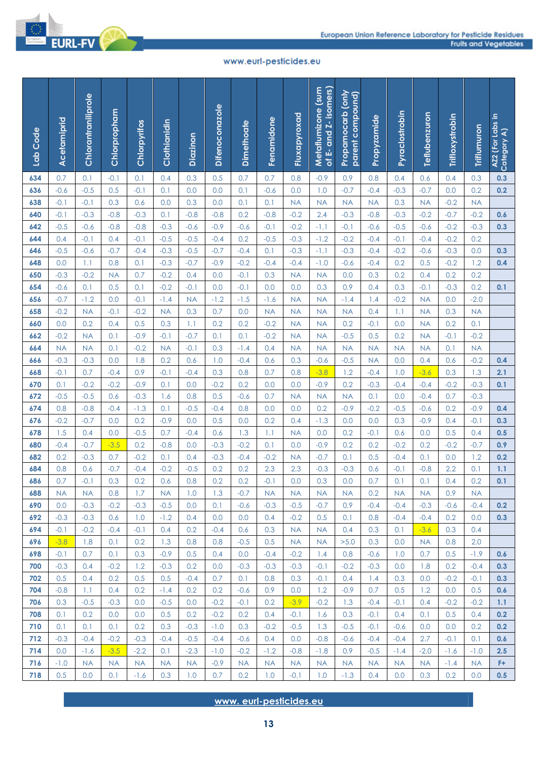| Lab Code | Acetamiprid | Chlorantraniliprole | Chlorpropham | Chlorpyrifos | Clothianidin | Diazinon | Difenoconazole | Dimethoate | Fenamidone | Fluxapyroxad | Metaflumizone (sum of E- and Z- isomers) | Propamocarb (only parent compound) | Propyzamide | Pyraclostrobin | Teflubenzuron | Trifloxystrobin | Triflumuron | AZ2 (For Labs in Category A) |
|---|---|---|---|---|---|---|---|---|---|---|---|---|---|---|---|---|---|---|
| 634 | 0.7 | 0.1 | -0.1 | 0.1 | 0.4 | 0.3 | 0.5 | 0.7 | 0.7 | 0.8 | -0.9 | 0.9 | 0.8 | 0.4 | 0.6 | 0.4 | 0.3 | 0.3 |
| 636 | -0.6 | -0.5 | 0.5 | -0.1 | 0.1 | 0.0 | 0.0 | 0.1 | -0.6 | 0.0 | 1.0 | -0.7 | -0.4 | -0.3 | -0.7 | 0.0 | 0.2 | 0.2 |
| 638 | -0.1 | -0.1 | 0.3 | 0.6 | 0.0 | 0.3 | 0.0 | 0.1 | 0.1 | NA | NA | NA | NA | 0.3 | NA | -0.2 | NA | |
| 640 | -0.1 | -0.3 | -0.8 | -0.3 | 0.1 | -0.8 | -0.8 | 0.2 | -0.8 | -0.2 | 2.4 | -0.3 | -0.8 | -0.3 | -0.2 | -0.7 | -0.2 | 0.6 |
| 642 | -0.5 | -0.6 | -0.8 | -0.8 | -0.3 | -0.6 | -0.9 | -0.6 | -0.1 | -0.2 | -1.1 | -0.1 | -0.6 | -0.5 | -0.6 | -0.2 | -0.3 | 0.3 |
| 644 | 0.4 | -0.1 | 0.4 | -0.1 | -0.5 | -0.5 | -0.4 | 0.2 | -0.5 | -0.3 | -1.2 | -0.2 | -0.4 | -0.1 | -0.4 | -0.2 | 0.2 | |
| 646 | -0.5 | -0.6 | -0.7 | -0.4 | -0.3 | -0.5 | -0.7 | -0.4 | 0.1 | -0.3 | -1.1 | -0.3 | -0.4 | -0.2 | -0.6 | -0.3 | 0.0 | 0.3 |
| 648 | 0.0 | 1.1 | 0.8 | 0.1 | -0.3 | -0.7 | -0.9 | -0.2 | -0.4 | -0.4 | -1.0 | -0.6 | -0.4 | 0.2 | 0.5 | -0.2 | 1.2 | 0.4 |
| 650 | -0.3 | -0.2 | NA | 0.7 | -0.2 | 0.4 | 0.0 | -0.1 | 0.3 | NA | NA | 0.0 | 0.3 | 0.2 | 0.4 | 0.2 | 0.2 | |
| 654 | -0.6 | 0.1 | 0.5 | 0.1 | -0.2 | -0.1 | 0.0 | -0.1 | 0.0 | 0.0 | 0.3 | 0.9 | 0.4 | 0.3 | -0.1 | -0.3 | 0.2 | 0.1 |
| 656 | -0.7 | -1.2 | 0.0 | -0.1 | -1.4 | NA | -1.2 | -1.5 | -1.6 | NA | NA | -1.4 | 1.4 | -0.2 | NA | 0.0 | -2.0 | |
| 658 | -0.2 | NA | -0.1 | -0.2 | NA | 0.3 | 0.7 | 0.0 | NA | NA | NA | NA | 0.4 | 1.1 | NA | 0.3 | NA | |
| 660 | 0.0 | 0.2 | 0.4 | 0.5 | 0.3 | 1.1 | 0.2 | 0.2 | -0.2 | NA | NA | 0.2 | -0.1 | 0.0 | NA | 0.2 | 0.1 | |
| 662 | -0.2 | NA | 0.1 | -0.9 | -0.1 | -0.7 | 0.1 | 0.1 | -0.2 | NA | NA | -0.5 | 0.5 | 0.2 | NA | -0.1 | -0.2 | |
| 664 | NA | NA | 0.1 | -0.2 | NA | -0.1 | 0.3 | -1.4 | 0.4 | NA | NA | NA | NA | NA | NA | 0.1 | NA | |
| 666 | -0.3 | -0.3 | 0.0 | 1.8 | 0.2 | 0.6 | 1.0 | -0.4 | 0.6 | 0.3 | -0.6 | -0.5 | NA | 0.0 | 0.4 | 0.6 | -0.2 | 0.4 |
| 668 | -0.1 | 0.7 | -0.4 | 0.9 | -0.1 | -0.4 | 0.3 | 0.8 | 0.7 | 0.8 | -3.8 | 1.2 | -0.4 | 1.0 | -3.6 | 0.3 | 1.3 | 2.1 |
| 670 | 0.1 | -0.2 | -0.2 | -0.9 | 0.1 | 0.0 | -0.2 | 0.2 | 0.0 | 0.0 | -0.9 | 0.2 | -0.3 | -0.4 | -0.4 | -0.2 | -0.3 | 0.1 |
| 672 | -0.5 | -0.5 | 0.6 | -0.3 | 1.6 | 0.8 | 0.5 | -0.6 | 0.7 | NA | NA | NA | 0.1 | 0.0 | -0.4 | 0.7 | -0.3 | |
| 674 | 0.8 | -0.8 | -0.4 | -1.3 | 0.1 | -0.5 | -0.4 | 0.8 | 0.0 | 0.0 | 0.2 | -0.9 | -0.2 | -0.5 | -0.6 | 0.2 | -0.9 | 0.4 |
| 676 | -0.2 | -0.7 | 0.0 | 0.2 | -0.9 | 0.0 | 0.5 | 0.0 | 0.2 | 0.4 | -1.3 | 0.0 | 0.0 | 0.3 | -0.9 | 0.4 | -0.1 | 0.3 |
| 678 | 1.5 | 0.4 | 0.0 | -0.5 | 0.7 | -0.4 | 0.6 | 1.3 | 1.1 | NA | 0.0 | 0.2 | -0.1 | 0.6 | 0.0 | 0.5 | 0.4 | 0.5 |
| 680 | -0.4 | -0.7 | -3.5 | 0.2 | -0.8 | 0.0 | -0.3 | -0.2 | 0.1 | 0.0 | -0.9 | 0.2 | 0.2 | -0.2 | 0.2 | -0.2 | -0.7 | 0.9 |
| 682 | 0.2 | -0.3 | 0.7 | -0.2 | 0.1 | 0.4 | -0.3 | -0.4 | -0.2 | NA | -0.7 | 0.1 | 0.5 | -0.4 | 0.1 | 0.0 | 1.2 | 0.2 |
| 684 | 0.8 | 0.6 | -0.7 | -0.4 | -0.2 | -0.5 | 0.2 | 0.2 | 2.3 | 2.3 | -0.3 | -0.3 | 0.6 | -0.1 | -0.8 | 2.2 | 0.1 | 1.1 |
| 686 | 0.7 | -0.1 | 0.3 | 0.2 | 0.6 | 0.8 | 0.2 | 0.2 | -0.1 | 0.0 | 0.3 | 0.0 | 0.7 | 0.1 | 0.1 | 0.4 | 0.2 | 0.1 |
| 688 | NA | NA | 0.8 | 1.7 | NA | 1.0 | 1.3 | -0.7 | NA | NA | NA | NA | 0.2 | NA | NA | 0.9 | NA | |
| 690 | 0.0 | -0.3 | -0.2 | -0.3 | -0.5 | 0.0 | 0.1 | -0.6 | -0.3 | -0.5 | -0.7 | 0.9 | -0.4 | -0.4 | -0.3 | -0.6 | -0.4 | 0.2 |
| 692 | -0.3 | -0.3 | 0.6 | 1.0 | -1.2 | 0.4 | 0.0 | 0.0 | 0.4 | -0.2 | 0.5 | 0.1 | 0.8 | -0.4 | -0.4 | 0.2 | 0.0 | 0.3 |
| 694 | -0.1 | -0.2 | -0.4 | -0.1 | 0.4 | 0.2 | -0.4 | 0.6 | 0.3 | NA | NA | 0.4 | 0.3 | 0.1 | -3.6 | 0.3 | 0.4 | |
| 696 | -3.8 | 1.8 | 0.1 | 0.2 | 1.3 | 0.8 | 0.8 | -0.5 | 0.5 | NA | NA | >5.0 | 0.3 | 0.0 | NA | 0.8 | 2.0 | |
| 698 | -0.1 | 0.7 | 0.1 | 0.3 | -0.9 | 0.5 | 0.4 | 0.0 | -0.4 | -0.2 | 1.4 | 0.8 | -0.6 | 1.0 | 0.7 | 0.5 | -1.9 | 0.6 |
| 700 | -0.3 | 0.4 | -0.2 | 1.2 | -0.3 | 0.2 | 0.0 | -0.3 | -0.3 | -0.3 | -0.1 | -0.2 | -0.3 | 0.0 | 1.8 | 0.2 | -0.4 | 0.3 |
| 702 | 0.5 | 0.4 | 0.2 | 0.5 | 0.5 | -0.4 | 0.7 | 0.1 | 0.8 | 0.3 | -0.1 | 0.4 | 1.4 | 0.3 | 0.0 | -0.2 | -0.1 | 0.3 |
| 704 | -0.8 | 1.1 | 0.4 | 0.2 | -1.4 | 0.2 | 0.2 | -0.6 | 0.9 | 0.0 | 1.2 | -0.9 | 0.7 | 0.5 | 1.2 | 0.0 | 0.5 | 0.6 |
| 706 | 0.3 | -0.5 | -0.3 | 0.0 | -0.5 | 0.0 | -0.2 | -0.1 | 0.2 | -3.9 | -0.2 | 1.3 | -0.4 | -0.1 | 0.4 | -0.2 | -0.2 | 1.1 |
| 708 | 0.1 | 0.2 | 0.0 | 0.0 | 0.5 | 0.2 | -0.2 | 0.2 | 0.4 | -0.1 | 1.6 | 0.3 | -0.1 | 0.4 | 0.1 | 0.5 | 0.4 | 0.2 |
| 710 | 0.1 | 0.1 | 0.1 | 0.2 | 0.3 | -0.3 | -1.0 | 0.3 | -0.2 | -0.5 | 1.3 | -0.5 | -0.1 | -0.6 | 0.0 | 0.0 | 0.2 | 0.2 |
| 712 | -0.3 | -0.4 | -0.2 | -0.3 | -0.4 | -0.5 | -0.4 | -0.6 | 0.4 | 0.0 | -0.8 | -0.6 | -0.4 | -0.4 | 2.7 | -0.1 | 0.1 | 0.6 |
| 714 | 0.0 | -1.6 | -3.5 | -2.2 | 0.1 | -2.3 | -1.0 | -0.2 | -1.2 | -0.8 | -1.8 | 0.9 | -0.5 | -1.4 | -2.0 | -1.6 | -1.0 | 2.5 |
| 716 | -1.0 | NA | NA | NA | NA | NA | -0.9 | NA | NA | NA | NA | NA | NA | NA | NA | -1.4 | NA | F+ |
| 718 | 0.5 | 0.0 | 0.1 | -1.6 | 0.3 | 1.0 | 0.7 | 0.2 | 1.0 | -0.1 | 1.0 | -1.3 | 0.4 | 0.0 | 0.3 | 0.2 | 0.0 | 0.5 |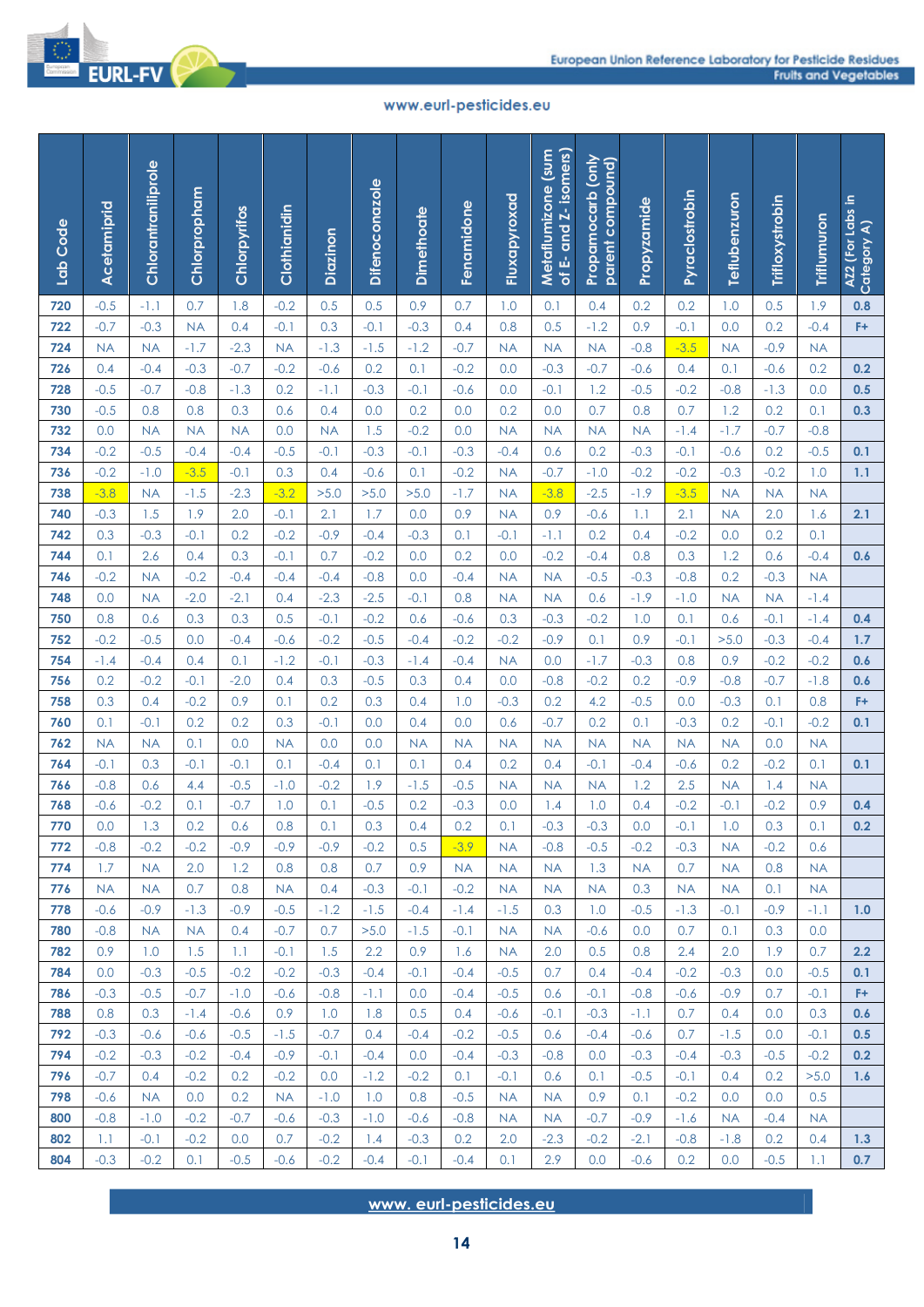| Lab Code | Acetamiprid | Chlorantraniliprole | Chlorpropham | Chlorpyrifos | Clothianidin | Diazinon | Difenoconazole | Dimethoate | Fenamidone | Fluxapyroxad | Metaflumizone (sum of E- and Z- isomers) | Propamocarb (only parent compound) | Propyzamide | Pyraclostrobin | Teflubenzuron | Trifloxystrobin | Triflumuron | AZ2 (For Labs in Category A) |
|---|---|---|---|---|---|---|---|---|---|---|---|---|---|---|---|---|---|---|
| 720 | -0.5 | -1.1 | 0.7 | 1.8 | -0.2 | 0.5 | 0.5 | 0.9 | 0.7 | 1.0 | 0.1 | 0.4 | 0.2 | 0.2 | 1.0 | 0.5 | 1.9 | 0.8 |
| 722 | -0.7 | -0.3 | NA | 0.4 | -0.1 | 0.3 | -0.1 | -0.3 | 0.4 | 0.8 | 0.5 | -1.2 | 0.9 | -0.1 | 0.0 | 0.2 | -0.4 | F+ |
| 724 | NA | NA | -1.7 | -2.3 | NA | -1.3 | -1.5 | -1.2 | -0.7 | NA | NA | NA | -0.8 | -3.5 | NA | -0.9 | NA | |
| 726 | 0.4 | -0.4 | -0.3 | -0.7 | -0.2 | -0.6 | 0.2 | 0.1 | -0.2 | 0.0 | -0.3 | -0.7 | -0.6 | 0.4 | 0.1 | -0.6 | 0.2 | 0.2 |
| 728 | -0.5 | -0.7 | -0.8 | -1.3 | 0.2 | -1.1 | -0.3 | -0.1 | -0.6 | 0.0 | -0.1 | 1.2 | -0.5 | -0.2 | -0.8 | -1.3 | 0.0 | 0.5 |
| 730 | -0.5 | 0.8 | 0.8 | 0.3 | 0.6 | 0.4 | 0.0 | 0.2 | 0.0 | 0.2 | 0.0 | 0.7 | 0.8 | 0.7 | 1.2 | 0.2 | 0.1 | 0.3 |
| 732 | 0.0 | NA | NA | NA | 0.0 | NA | 1.5 | -0.2 | 0.0 | NA | NA | NA | NA | -1.4 | -1.7 | -0.7 | -0.8 | |
| 734 | -0.2 | -0.5 | -0.4 | -0.4 | -0.5 | -0.1 | -0.3 | -0.1 | -0.3 | -0.4 | 0.6 | 0.2 | -0.3 | -0.1 | -0.6 | 0.2 | -0.5 | 0.1 |
| 736 | -0.2 | -1.0 | -3.5 | -0.1 | 0.3 | 0.4 | -0.6 | 0.1 | -0.2 | NA | -0.7 | -1.0 | -0.2 | -0.2 | -0.3 | -0.2 | 1.0 | 1.1 |
| 738 | -3.8 | NA | -1.5 | -2.3 | -3.2 | >5.0 | >5.0 | >5.0 | -1.7 | NA | -3.8 | -2.5 | -1.9 | -3.5 | NA | NA | NA | |
| 740 | -0.3 | 1.5 | 1.9 | 2.0 | -0.1 | 2.1 | 1.7 | 0.0 | 0.9 | NA | 0.9 | -0.6 | 1.1 | 2.1 | NA | 2.0 | 1.6 | 2.1 |
| 742 | 0.3 | -0.3 | -0.1 | 0.2 | -0.2 | -0.9 | -0.4 | -0.3 | 0.1 | -0.1 | -1.1 | 0.2 | 0.4 | -0.2 | 0.0 | 0.2 | 0.1 | |
| 744 | 0.1 | 2.6 | 0.4 | 0.3 | -0.1 | 0.7 | -0.2 | 0.0 | 0.2 | 0.0 | -0.2 | -0.4 | 0.8 | 0.3 | 1.2 | 0.6 | -0.4 | 0.6 |
| 746 | -0.2 | NA | -0.2 | -0.4 | -0.4 | -0.4 | -0.8 | 0.0 | -0.4 | NA | NA | -0.5 | -0.3 | -0.8 | 0.2 | -0.3 | NA | |
| 748 | 0.0 | NA | -2.0 | -2.1 | 0.4 | -2.3 | -2.5 | -0.1 | 0.8 | NA | NA | 0.6 | -1.9 | -1.0 | NA | NA | -1.4 | |
| 750 | 0.8 | 0.6 | 0.3 | 0.3 | 0.5 | -0.1 | -0.2 | 0.6 | -0.6 | 0.3 | -0.3 | -0.2 | 1.0 | 0.1 | 0.6 | -0.1 | -1.4 | 0.4 |
| 752 | -0.2 | -0.5 | 0.0 | -0.4 | -0.6 | -0.2 | -0.5 | -0.4 | -0.2 | -0.2 | -0.9 | 0.1 | 0.9 | -0.1 | >5.0 | -0.3 | -0.4 | 1.7 |
| 754 | -1.4 | -0.4 | 0.4 | 0.1 | -1.2 | -0.1 | -0.3 | -1.4 | -0.4 | NA | 0.0 | -1.7 | -0.3 | 0.8 | 0.9 | -0.2 | -0.2 | 0.6 |
| 756 | 0.2 | -0.2 | -0.1 | -2.0 | 0.4 | 0.3 | -0.5 | 0.3 | 0.4 | 0.0 | -0.8 | -0.2 | 0.2 | -0.9 | -0.8 | -0.7 | -1.8 | 0.6 |
| 758 | 0.3 | 0.4 | -0.2 | 0.9 | 0.1 | 0.2 | 0.3 | 0.4 | 1.0 | -0.3 | 0.2 | 4.2 | -0.5 | 0.0 | -0.3 | 0.1 | 0.8 | F+ |
| 760 | 0.1 | -0.1 | 0.2 | 0.2 | 0.3 | -0.1 | 0.0 | 0.4 | 0.0 | 0.6 | -0.7 | 0.2 | 0.1 | -0.3 | 0.2 | -0.1 | -0.2 | 0.1 |
| 762 | NA | NA | 0.1 | 0.0 | NA | 0.0 | 0.0 | NA | NA | NA | NA | NA | NA | NA | NA | 0.0 | NA | |
| 764 | -0.1 | 0.3 | -0.1 | -0.1 | 0.1 | -0.4 | 0.1 | 0.1 | 0.4 | 0.2 | 0.4 | -0.1 | -0.4 | -0.6 | 0.2 | -0.2 | 0.1 | 0.1 |
| 766 | -0.8 | 0.6 | 4.4 | -0.5 | -1.0 | -0.2 | 1.9 | -1.5 | -0.5 | NA | NA | NA | 1.2 | 2.5 | NA | 1.4 | NA | |
| 768 | -0.6 | -0.2 | 0.1 | -0.7 | 1.0 | 0.1 | -0.5 | 0.2 | -0.3 | 0.0 | 1.4 | 1.0 | 0.4 | -0.2 | -0.1 | -0.2 | 0.9 | 0.4 |
| 770 | 0.0 | 1.3 | 0.2 | 0.6 | 0.8 | 0.1 | 0.3 | 0.4 | 0.2 | 0.1 | -0.3 | -0.3 | 0.0 | -0.1 | 1.0 | 0.3 | 0.1 | 0.2 |
| 772 | -0.8 | -0.2 | -0.2 | -0.9 | -0.9 | -0.9 | -0.2 | 0.5 | -3.9 | NA | -0.8 | -0.5 | -0.2 | -0.3 | NA | -0.2 | 0.6 | |
| 774 | 1.7 | NA | 2.0 | 1.2 | 0.8 | 0.8 | 0.7 | 0.9 | NA | NA | NA | 1.3 | NA | 0.7 | NA | 0.8 | NA | |
| 776 | NA | NA | 0.7 | 0.8 | NA | 0.4 | -0.3 | -0.1 | -0.2 | NA | NA | NA | 0.3 | NA | NA | 0.1 | NA | |
| 778 | -0.6 | -0.9 | -1.3 | -0.9 | -0.5 | -1.2 | -1.5 | -0.4 | -1.4 | -1.5 | 0.3 | 1.0 | -0.5 | -1.3 | -0.1 | -0.9 | -1.1 | 1.0 |
| 780 | -0.8 | NA | NA | 0.4 | -0.7 | 0.7 | >5.0 | -1.5 | -0.1 | NA | NA | -0.6 | 0.0 | 0.7 | 0.1 | 0.3 | 0.0 | |
| 782 | 0.9 | 1.0 | 1.5 | 1.1 | -0.1 | 1.5 | 2.2 | 0.9 | 1.6 | NA | 2.0 | 0.5 | 0.8 | 2.4 | 2.0 | 1.9 | 0.7 | 2.2 |
| 784 | 0.0 | -0.3 | -0.5 | -0.2 | -0.2 | -0.3 | -0.4 | -0.1 | -0.4 | -0.5 | 0.7 | 0.4 | -0.4 | -0.2 | -0.3 | 0.0 | -0.5 | 0.1 |
| 786 | -0.3 | -0.5 | -0.7 | -1.0 | -0.6 | -0.8 | -1.1 | 0.0 | -0.4 | -0.5 | 0.6 | -0.1 | -0.8 | -0.6 | -0.9 | 0.7 | -0.1 | F+ |
| 788 | 0.8 | 0.3 | -1.4 | -0.6 | 0.9 | 1.0 | 1.8 | 0.5 | 0.4 | -0.6 | -0.1 | -0.3 | -1.1 | 0.7 | 0.4 | 0.0 | 0.3 | 0.6 |
| 792 | -0.3 | -0.6 | -0.6 | -0.5 | -1.5 | -0.7 | 0.4 | -0.4 | -0.2 | -0.5 | 0.6 | -0.4 | -0.6 | 0.7 | -1.5 | 0.0 | -0.1 | 0.5 |
| 794 | -0.2 | -0.3 | -0.2 | -0.4 | -0.9 | -0.1 | -0.4 | 0.0 | -0.4 | -0.3 | -0.8 | 0.0 | -0.3 | -0.4 | -0.3 | -0.5 | -0.2 | 0.2 |
| 796 | -0.7 | 0.4 | -0.2 | 0.2 | -0.2 | 0.0 | -1.2 | -0.2 | 0.1 | -0.1 | 0.6 | 0.1 | -0.5 | -0.1 | 0.4 | 0.2 | >5.0 | 1.6 |
| 798 | -0.6 | NA | 0.0 | 0.2 | NA | -1.0 | 1.0 | 0.8 | -0.5 | NA | NA | 0.9 | 0.1 | -0.2 | 0.0 | 0.0 | 0.5 | |
| 800 | -0.8 | -1.0 | -0.2 | -0.7 | -0.6 | -0.3 | -1.0 | -0.6 | -0.8 | NA | NA | -0.7 | -0.9 | -1.6 | NA | -0.4 | NA | |
| 802 | 1.1 | -0.1 | -0.2 | 0.0 | 0.7 | -0.2 | 1.4 | -0.3 | 0.2 | 2.0 | -2.3 | -0.2 | -2.1 | -0.8 | -1.8 | 0.2 | 0.4 | 1.3 |
| 804 | -0.3 | -0.2 | 0.1 | -0.5 | -0.6 | -0.2 | -0.4 | -0.1 | -0.4 | 0.1 | 2.9 | 0.0 | -0.6 | 0.2 | 0.0 | -0.5 | 1.1 | 0.7 |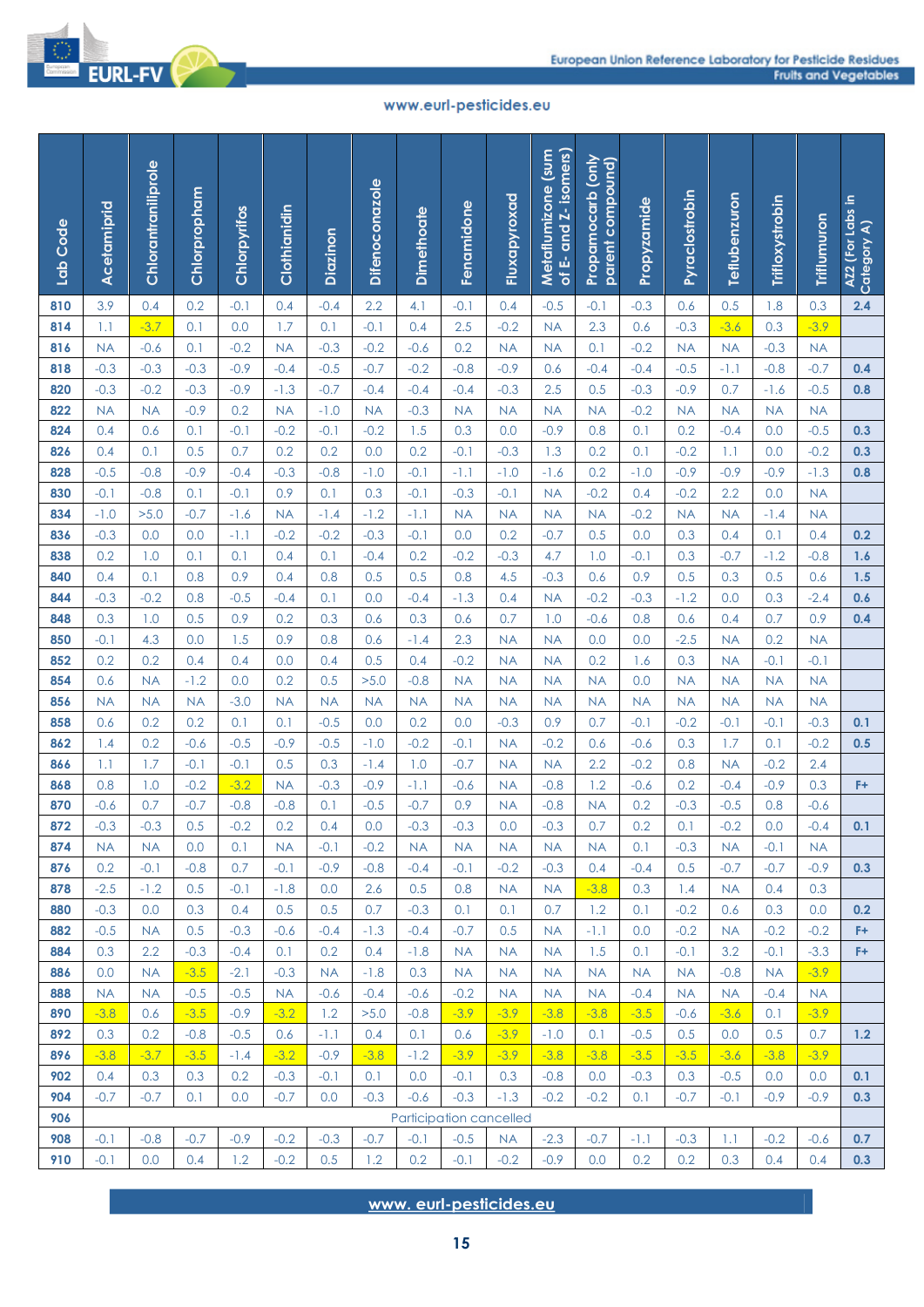| Lab Code | Acetamiprid | Chlorantraniliprole | Chlorpropham | Chlorpyrifos | Clothianidin | Diazinon | Difenoconazole | Dimethoate | Fenamidone | Fluxapyroxad | Metaflumizone (sum of E- and Z- isomers) | Propamocarb (only parent compound) | Propyzamide | Pyraclostrobin | Teflubenzuron | Trifloxystrobin | Triflumuron | AZ2 (For Labs in Category A) |
|---|---|---|---|---|---|---|---|---|---|---|---|---|---|---|---|---|---|---|
| 810 | 3.9 | 0.4 | 0.2 | -0.1 | 0.4 | -0.4 | 2.2 | 4.1 | -0.1 | 0.4 | -0.5 | -0.1 | -0.3 | 0.6 | 0.5 | 1.8 | 0.3 | 2.4 |
| 814 | 1.1 | -3.7 | 0.1 | 0.0 | 1.7 | 0.1 | -0.1 | 0.4 | 2.5 | -0.2 | NA | 2.3 | 0.6 | -0.3 | -3.6 | 0.3 | -3.9 | |
| 816 | NA | -0.6 | 0.1 | -0.2 | NA | -0.3 | -0.2 | -0.6 | 0.2 | NA | NA | 0.1 | -0.2 | NA | NA | -0.3 | NA | |
| 818 | -0.3 | -0.3 | -0.3 | -0.9 | -0.4 | -0.5 | -0.7 | -0.2 | -0.8 | -0.9 | 0.6 | -0.4 | -0.4 | -0.5 | -1.1 | -0.8 | -0.7 | 0.4 |
| 820 | -0.3 | -0.2 | -0.3 | -0.9 | -1.3 | -0.7 | -0.4 | -0.4 | -0.4 | -0.3 | 2.5 | 0.5 | -0.3 | -0.9 | 0.7 | -1.6 | -0.5 | 0.8 |
| 822 | NA | NA | -0.9 | 0.2 | NA | -1.0 | NA | -0.3 | NA | NA | NA | NA | -0.2 | NA | NA | NA | NA | |
| 824 | 0.4 | 0.6 | 0.1 | -0.1 | -0.2 | -0.1 | -0.2 | 1.5 | 0.3 | 0.0 | -0.9 | 0.8 | 0.1 | 0.2 | -0.4 | 0.0 | -0.5 | 0.3 |
| 826 | 0.4 | 0.1 | 0.5 | 0.7 | 0.2 | 0.2 | 0.0 | 0.2 | -0.1 | -0.3 | 1.3 | 0.2 | 0.1 | -0.2 | 1.1 | 0.0 | -0.2 | 0.3 |
| 828 | -0.5 | -0.8 | -0.9 | -0.4 | -0.3 | -0.8 | -1.0 | -0.1 | -1.1 | -1.0 | -1.6 | 0.2 | -1.0 | -0.9 | -0.9 | -0.9 | -1.3 | 0.8 |
| 830 | -0.1 | -0.8 | 0.1 | -0.1 | 0.9 | 0.1 | 0.3 | -0.1 | -0.3 | -0.1 | NA | -0.2 | 0.4 | -0.2 | 2.2 | 0.0 | NA | |
| 834 | -1.0 | >5.0 | -0.7 | -1.6 | NA | -1.4 | -1.2 | -1.1 | NA | NA | NA | NA | -0.2 | NA | NA | -1.4 | NA | |
| 836 | -0.3 | 0.0 | 0.0 | -1.1 | -0.2 | -0.2 | -0.3 | -0.1 | 0.0 | 0.2 | -0.7 | 0.5 | 0.0 | 0.3 | 0.4 | 0.1 | 0.4 | 0.2 |
| 838 | 0.2 | 1.0 | 0.1 | 0.1 | 0.4 | 0.1 | -0.4 | 0.2 | -0.2 | -0.3 | 4.7 | 1.0 | -0.1 | 0.3 | -0.7 | -1.2 | -0.8 | 1.6 |
| 840 | 0.4 | 0.1 | 0.8 | 0.9 | 0.4 | 0.8 | 0.5 | 0.5 | 0.8 | 4.5 | -0.3 | 0.6 | 0.9 | 0.5 | 0.3 | 0.5 | 0.6 | 1.5 |
| 844 | -0.3 | -0.2 | 0.8 | -0.5 | -0.4 | 0.1 | 0.0 | -0.4 | -1.3 | 0.4 | NA | -0.2 | -0.3 | -1.2 | 0.0 | 0.3 | -2.4 | 0.6 |
| 848 | 0.3 | 1.0 | 0.5 | 0.9 | 0.2 | 0.3 | 0.6 | 0.3 | 0.6 | 0.7 | 1.0 | -0.6 | 0.8 | 0.6 | 0.4 | 0.7 | 0.9 | 0.4 |
| 850 | -0.1 | 4.3 | 0.0 | 1.5 | 0.9 | 0.8 | 0.6 | -1.4 | 2.3 | NA | NA | 0.0 | 0.0 | -2.5 | NA | 0.2 | NA | |
| 852 | 0.2 | 0.2 | 0.4 | 0.4 | 0.0 | 0.4 | 0.5 | 0.4 | -0.2 | NA | NA | 0.2 | 1.6 | 0.3 | NA | -0.1 | -0.1 | |
| 854 | 0.6 | NA | -1.2 | 0.0 | 0.2 | 0.5 | >5.0 | -0.8 | NA | NA | NA | NA | 0.0 | NA | NA | NA | NA | |
| 856 | NA | NA | NA | -3.0 | NA | NA | NA | NA | NA | NA | NA | NA | NA | NA | NA | NA | NA | |
| 858 | 0.6 | 0.2 | 0.2 | 0.1 | 0.1 | -0.5 | 0.0 | 0.2 | 0.0 | -0.3 | 0.9 | 0.7 | -0.1 | -0.2 | -0.1 | -0.1 | -0.3 | 0.1 |
| 862 | 1.4 | 0.2 | -0.6 | -0.5 | -0.9 | -0.5 | -1.0 | -0.2 | -0.1 | NA | -0.2 | 0.6 | -0.6 | 0.3 | 1.7 | 0.1 | -0.2 | 0.5 |
| 866 | 1.1 | 1.7 | -0.1 | -0.1 | 0.5 | 0.3 | -1.4 | 1.0 | -0.7 | NA | NA | 2.2 | -0.2 | 0.8 | NA | -0.2 | 2.4 | |
| 868 | 0.8 | 1.0 | -0.2 | -3.2 | NA | -0.3 | -0.9 | -1.1 | -0.6 | NA | -0.8 | 1.2 | -0.6 | 0.2 | -0.4 | -0.9 | 0.3 | F+ |
| 870 | -0.6 | 0.7 | -0.7 | -0.8 | -0.8 | 0.1 | -0.5 | -0.7 | 0.9 | NA | -0.8 | NA | 0.2 | -0.3 | -0.5 | 0.8 | -0.6 | |
| 872 | -0.3 | -0.3 | 0.5 | -0.2 | 0.2 | 0.4 | 0.0 | -0.3 | -0.3 | 0.0 | -0.3 | 0.7 | 0.2 | 0.1 | -0.2 | 0.0 | -0.4 | 0.1 |
| 874 | NA | NA | 0.0 | 0.1 | NA | -0.1 | -0.2 | NA | NA | NA | NA | NA | 0.1 | -0.3 | NA | -0.1 | NA | |
| 876 | 0.2 | -0.1 | -0.8 | 0.7 | -0.1 | -0.9 | -0.8 | -0.4 | -0.1 | -0.2 | -0.3 | 0.4 | -0.4 | 0.5 | -0.7 | -0.7 | -0.9 | 0.3 |
| 878 | -2.5 | -1.2 | 0.5 | -0.1 | -1.8 | 0.0 | 2.6 | 0.5 | 0.8 | NA | NA | -3.8 | 0.3 | 1.4 | NA | 0.4 | 0.3 | |
| 880 | -0.3 | 0.0 | 0.3 | 0.4 | 0.5 | 0.5 | 0.7 | -0.3 | 0.1 | 0.1 | 0.7 | 1.2 | 0.1 | -0.2 | 0.6 | 0.3 | 0.0 | 0.2 |
| 882 | -0.5 | NA | 0.5 | -0.3 | -0.6 | -0.4 | -1.3 | -0.4 | -0.7 | 0.5 | NA | -1.1 | 0.0 | -0.2 | NA | -0.2 | -0.2 | F+ |
| 884 | 0.3 | 2.2 | -0.3 | -0.4 | 0.1 | 0.2 | 0.4 | -1.8 | NA | NA | NA | 1.5 | 0.1 | -0.1 | 3.2 | -0.1 | -3.3 | F+ |
| 886 | 0.0 | NA | -3.5 | -2.1 | -0.3 | NA | -1.8 | 0.3 | NA | NA | NA | NA | NA | NA | -0.8 | NA | -3.9 | |
| 888 | NA | NA | -0.5 | -0.5 | NA | -0.6 | -0.4 | -0.6 | -0.2 | NA | NA | NA | -0.4 | NA | NA | -0.4 | NA | |
| 890 | -3.8 | 0.6 | -3.5 | -0.9 | -3.2 | 1.2 | >5.0 | -0.8 | -3.9 | -3.9 | -3.8 | -3.8 | -3.5 | -0.6 | -3.6 | 0.1 | -3.9 | |
| 892 | 0.3 | 0.2 | -0.8 | -0.5 | 0.6 | -1.1 | 0.4 | 0.1 | 0.6 | -3.9 | -1.0 | 0.1 | -0.5 | 0.5 | 0.0 | 0.5 | 0.7 | 1.2 |
| 896 | -3.8 | -3.7 | -3.5 | -1.4 | -3.2 | -0.9 | -3.8 | -1.2 | -3.9 | -3.9 | -3.8 | -3.8 | -3.5 | -3.5 | -3.6 | -3.8 | -3.9 | |
| 902 | 0.4 | 0.3 | 0.3 | 0.2 | -0.3 | -0.1 | 0.1 | 0.0 | -0.1 | 0.3 | -0.8 | 0.0 | -0.3 | 0.3 | -0.5 | 0.0 | 0.0 | 0.1 |
| 904 | -0.7 | -0.7 | 0.1 | 0.0 | -0.7 | 0.0 | -0.3 | -0.6 | -0.3 | -1.3 | -0.2 | -0.2 | 0.1 | -0.7 | -0.1 | -0.9 | -0.9 | 0.3 |
| 906 | Participation cancelled | | | | | | | | | | | | | | | | | |
| 908 | -0.1 | -0.8 | -0.7 | -0.9 | -0.2 | -0.3 | -0.7 | -0.1 | -0.5 | NA | -2.3 | -0.7 | -1.1 | -0.3 | 1.1 | -0.2 | -0.6 | 0.7 |
| 910 | -0.1 | 0.0 | 0.4 | 1.2 | -0.2 | 0.5 | 1.2 | 0.2 | -0.1 | -0.2 | -0.9 | 0.0 | 0.2 | 0.2 | 0.3 | 0.4 | 0.4 | 0.3 |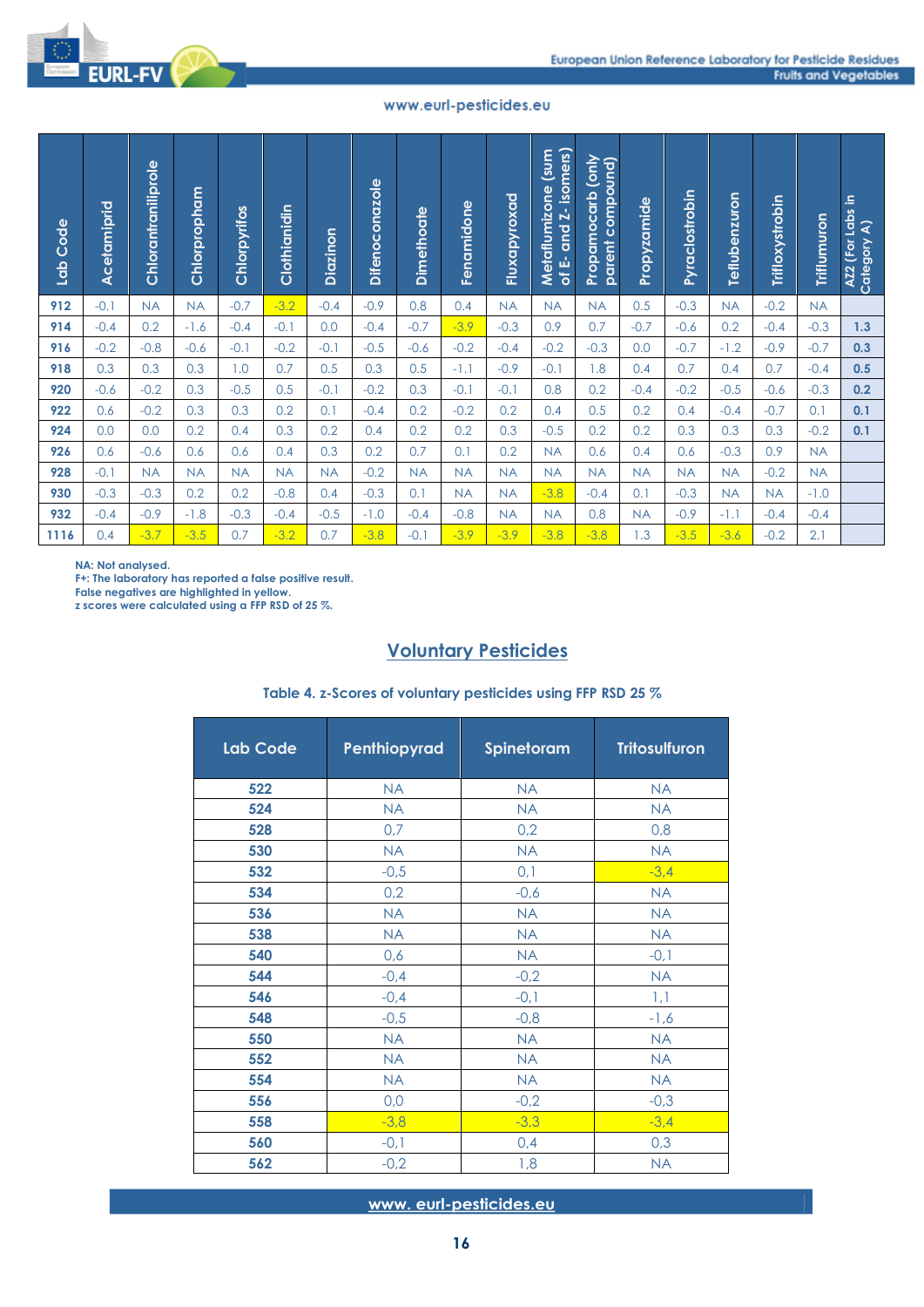| Lab Code | Acetamiprid | Chlorantraniliprole | Chlorpropham | Chlorpyrifos | Clothianidin | Diazinon | Difenoconazole | Dimethoate | Fenamidone | Fluxapyroxad | Metaflumizone (sum of E- and Z- isomers) | Propamocarb (only parent compound) | Propyzamide | Pyraclostrobin | Teflubenzuron | Trifloxystrobin | Triflumuron | AZ2 (For Labs in Category A) |
|---|---|---|---|---|---|---|---|---|---|---|---|---|---|---|---|---|---|---|
| 912 | -0.1 | NA | NA | -0.7 | -3.2 | -0.4 | -0.9 | 0.8 | 0.4 | NA | NA | NA | 0.5 | -0.3 | NA | -0.2 | NA | |
| 914 | -0.4 | 0.2 | -1.6 | -0.4 | -0.1 | 0.0 | -0.4 | -0.7 | -3.9 | -0.3 | 0.9 | 0.7 | -0.7 | -0.6 | 0.2 | -0.4 | -0.3 | 1.3 |
| 916 | -0.2 | -0.8 | -0.6 | -0.1 | -0.2 | -0.1 | -0.5 | -0.6 | -0.2 | -0.4 | -0.2 | -0.3 | 0.0 | -0.7 | -1.2 | -0.9 | -0.7 | 0.3 |
| 918 | 0.3 | 0.3 | 0.3 | 1.0 | 0.7 | 0.5 | 0.3 | 0.5 | -1.1 | -0.9 | -0.1 | 1.8 | 0.4 | 0.7 | 0.4 | 0.7 | -0.4 | 0.5 |
| 920 | -0.6 | -0.2 | 0.3 | -0.5 | 0.5 | -0.1 | -0.2 | 0.3 | -0.1 | -0.1 | 0.8 | 0.2 | -0.4 | -0.2 | -0.5 | -0.6 | -0.3 | 0.2 |
| 922 | 0.6 | -0.2 | 0.3 | 0.3 | 0.2 | 0.1 | -0.4 | 0.2 | -0.2 | 0.2 | 0.4 | 0.5 | 0.2 | 0.4 | -0.4 | -0.7 | 0.1 | 0.1 |
| 924 | 0.0 | 0.0 | 0.2 | 0.4 | 0.3 | 0.2 | 0.4 | 0.2 | 0.2 | 0.3 | -0.5 | 0.2 | 0.2 | 0.3 | 0.3 | 0.3 | -0.2 | 0.1 |
| 926 | 0.6 | -0.6 | 0.6 | 0.6 | 0.4 | 0.3 | 0.2 | 0.7 | 0.1 | 0.2 | NA | 0.6 | 0.4 | 0.6 | -0.3 | 0.9 | NA | |
| 928 | -0.1 | NA | NA | NA | NA | NA | -0.2 | NA | NA | NA | NA | NA | NA | NA | NA | -0.2 | NA | |
| 930 | -0.3 | -0.3 | 0.2 | 0.2 | -0.8 | 0.4 | -0.3 | 0.1 | NA | NA | -3.8 | -0.4 | 0.1 | -0.3 | NA | NA | -1.0 | |
| 932 | -0.4 | -0.9 | -1.8 | -0.3 | -0.4 | -0.5 | -1.0 | -0.4 | -0.8 | NA | NA | 0.8 | NA | -0.9 | -1.1 | -0.4 | -0.4 | |
| 1116 | 0.4 | -3.7 | -3.5 | 0.7 | -3.2 | 0.7 | -3.8 | -0.1 | -3.9 | -3.9 | -3.8 | -3.8 | 1.3 | -3.5 | -3.6 | -0.2 | 2.1 | |

NA: Not analysed.
F+: The laboratory has reported a false positive result.
False negatives are highlighted in yellow.
z scores were calculated using a FFP RSD of 25 %.

## Voluntary Pesticides

**Table 4. z-Scores of voluntary pesticides using FFP RSD 25 %**

| Lab Code | Penthiopyrad | Spinetoram | Tritosulfuron |
|---|---|---|---|
| 522 | NA | NA | NA |
| 524 | NA | NA | NA |
| 528 | 0,7 | 0,2 | 0,8 |
| 530 | NA | NA | NA |
| 532 | -0,5 | 0,1 | -3,4 |
| 534 | 0,2 | -0,6 | NA |
| 536 | NA | NA | NA |
| 538 | NA | NA | NA |
| 540 | 0,6 | NA | -0,1 |
| 544 | -0,4 | -0,2 | NA |
| 546 | -0,4 | -0,1 | 1,1 |
| 548 | -0,5 | -0,8 | -1,6 |
| 550 | NA | NA | NA |
| 552 | NA | NA | NA |
| 554 | NA | NA | NA |
| 556 | 0,0 | -0,2 | -0,3 |
| 558 | -3,8 | -3,3 | -3,4 |
| 560 | -0,1 | 0,4 | 0,3 |
| 562 | -0,2 | 1,8 | NA |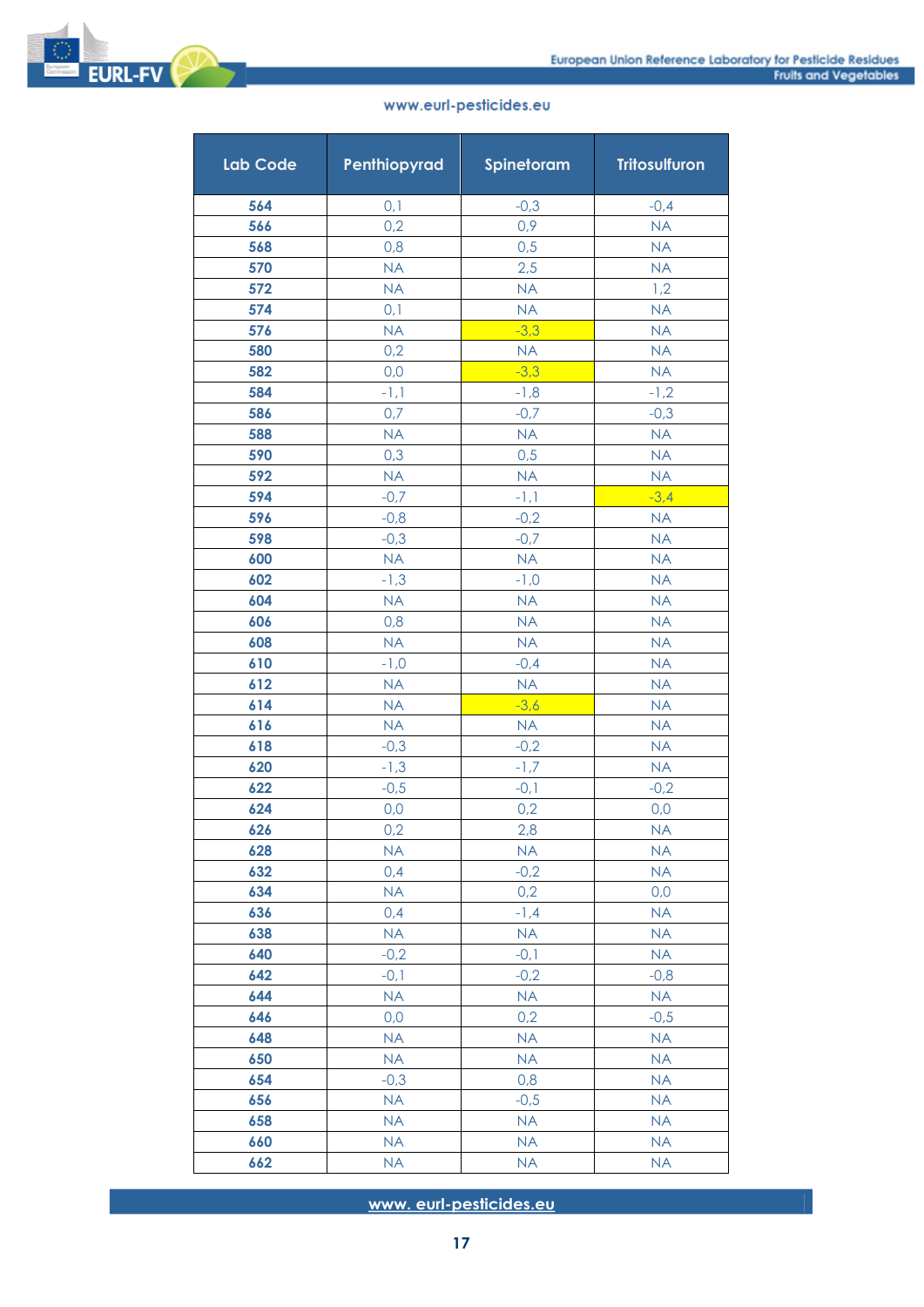| Lab Code | Penthiopyrad | Spinetoram | Tritosulfuron |
|---|---|---|---|
| 564 | 0,1 | -0,3 | -0,4 |
| 566 | 0,2 | 0,9 | NA |
| 568 | 0,8 | 0,5 | NA |
| 570 | NA | 2,5 | NA |
| 572 | NA | NA | 1,2 |
| 574 | 0,1 | NA | NA |
| 576 | NA | -3,3 | NA |
| 580 | 0,2 | NA | NA |
| 582 | 0,0 | -3,3 | NA |
| 584 | -1,1 | -1,8 | -1,2 |
| 586 | 0,7 | -0,7 | -0,3 |
| 588 | NA | NA | NA |
| 590 | 0,3 | 0,5 | NA |
| 592 | NA | NA | NA |
| 594 | -0,7 | -1,1 | -3,4 |
| 596 | -0,8 | -0,2 | NA |
| 598 | -0,3 | -0,7 | NA |
| 600 | NA | NA | NA |
| 602 | -1,3 | -1,0 | NA |
| 604 | NA | NA | NA |
| 606 | 0,8 | NA | NA |
| 608 | NA | NA | NA |
| 610 | -1,0 | -0,4 | NA |
| 612 | NA | NA | NA |
| 614 | NA | -3,6 | NA |
| 616 | NA | NA | NA |
| 618 | -0,3 | -0,2 | NA |
| 620 | -1,3 | -1,7 | NA |
| 622 | -0,5 | -0,1 | -0,2 |
| 624 | 0,0 | 0,2 | 0,0 |
| 626 | 0,2 | 2,8 | NA |
| 628 | NA | NA | NA |
| 632 | 0,4 | -0,2 | NA |
| 634 | NA | 0,2 | 0,0 |
| 636 | 0,4 | -1,4 | NA |
| 638 | NA | NA | NA |
| 640 | -0,2 | -0,1 | NA |
| 642 | -0,1 | -0,2 | -0,8 |
| 644 | NA | NA | NA |
| 646 | 0,0 | 0,2 | -0,5 |
| 648 | NA | NA | NA |
| 650 | NA | NA | NA |
| 654 | -0,3 | 0,8 | NA |
| 656 | NA | -0,5 | NA |
| 658 | NA | NA | NA |
| 660 | NA | NA | NA |
| 662 | NA | NA | NA |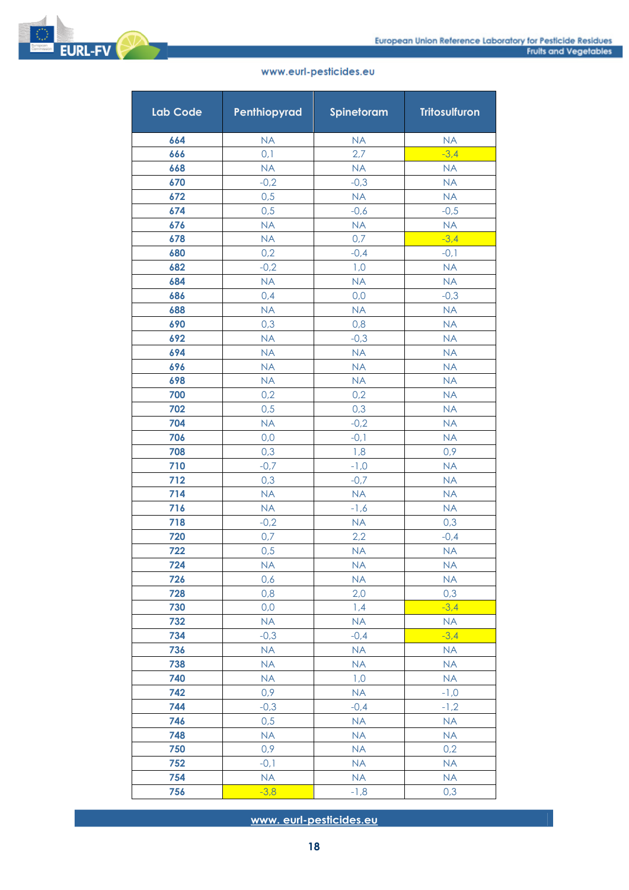| Lab Code | Penthiopyrad | Spinetoram | Tritosulfuron |
|---|---|---|---|
| 664 | NA | NA | NA |
| 666 | 0,1 | 2,7 | -3,4 |
| 668 | NA | NA | NA |
| 670 | -0,2 | -0,3 | NA |
| 672 | 0,5 | NA | NA |
| 674 | 0,5 | -0,6 | -0,5 |
| 676 | NA | NA | NA |
| 678 | NA | 0,7 | -3,4 |
| 680 | 0,2 | -0,4 | -0,1 |
| 682 | -0,2 | 1,0 | NA |
| 684 | NA | NA | NA |
| 686 | 0,4 | 0,0 | -0,3 |
| 688 | NA | NA | NA |
| 690 | 0,3 | 0,8 | NA |
| 692 | NA | -0,3 | NA |
| 694 | NA | NA | NA |
| 696 | NA | NA | NA |
| 698 | NA | NA | NA |
| 700 | 0,2 | 0,2 | NA |
| 702 | 0,5 | 0,3 | NA |
| 704 | NA | -0,2 | NA |
| 706 | 0,0 | -0,1 | NA |
| 708 | 0,3 | 1,8 | 0,9 |
| 710 | -0,7 | -1,0 | NA |
| 712 | 0,3 | -0,7 | NA |
| 714 | NA | NA | NA |
| 716 | NA | -1,6 | NA |
| 718 | -0,2 | NA | 0,3 |
| 720 | 0,7 | 2,2 | -0,4 |
| 722 | 0,5 | NA | NA |
| 724 | NA | NA | NA |
| 726 | 0,6 | NA | NA |
| 728 | 0,8 | 2,0 | 0,3 |
| 730 | 0,0 | 1,4 | -3,4 |
| 732 | NA | NA | NA |
| 734 | -0,3 | -0,4 | -3,4 |
| 736 | NA | NA | NA |
| 738 | NA | NA | NA |
| 740 | NA | 1,0 | NA |
| 742 | 0,9 | NA | -1,0 |
| 744 | -0,3 | -0,4 | -1,2 |
| 746 | 0,5 | NA | NA |
| 748 | NA | NA | NA |
| 750 | 0,9 | NA | 0,2 |
| 752 | -0,1 | NA | NA |
| 754 | NA | NA | NA |
| 756 | -3,8 | -1,8 | 0,3 |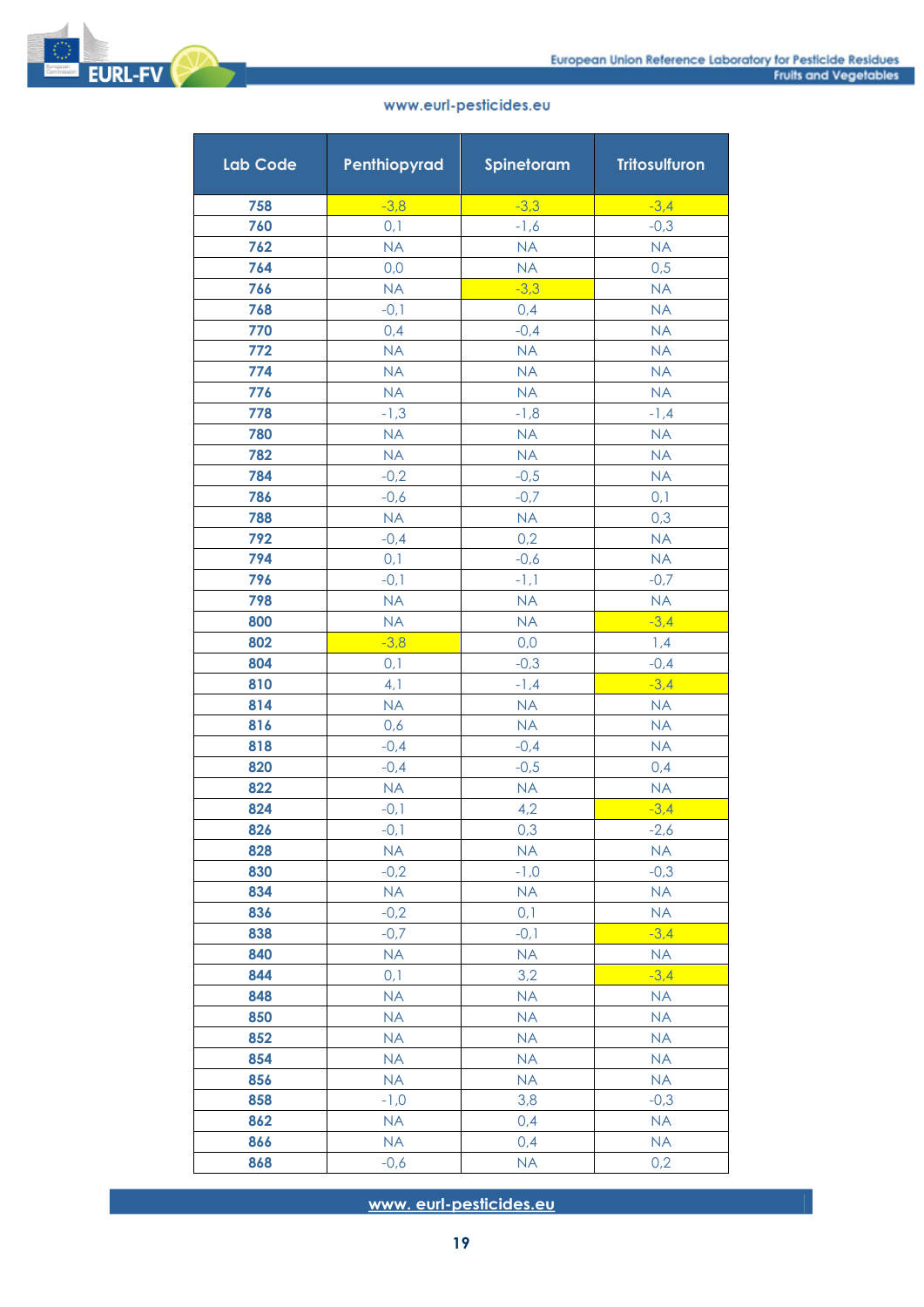| Lab Code | Penthiopyrad | Spinetoram | Tritosulfuron |
|---|---|---|---|
| 758 | -3,8 | -3,3 | -3,4 |
| 760 | 0,1 | -1,6 | -0,3 |
| 762 | NA | NA | NA |
| 764 | 0,0 | NA | 0,5 |
| 766 | NA | -3,3 | NA |
| 768 | -0,1 | 0,4 | NA |
| 770 | 0,4 | -0,4 | NA |
| 772 | NA | NA | NA |
| 774 | NA | NA | NA |
| 776 | NA | NA | NA |
| 778 | -1,3 | -1,8 | -1,4 |
| 780 | NA | NA | NA |
| 782 | NA | NA | NA |
| 784 | -0,2 | -0,5 | NA |
| 786 | -0,6 | -0,7 | 0,1 |
| 788 | NA | NA | 0,3 |
| 792 | -0,4 | 0,2 | NA |
| 794 | 0,1 | -0,6 | NA |
| 796 | -0,1 | -1,1 | -0,7 |
| 798 | NA | NA | NA |
| 800 | NA | NA | -3,4 |
| 802 | -3,8 | 0,0 | 1,4 |
| 804 | 0,1 | -0,3 | -0,4 |
| 810 | 4,1 | -1,4 | -3,4 |
| 814 | NA | NA | NA |
| 816 | 0,6 | NA | NA |
| 818 | -0,4 | -0,4 | NA |
| 820 | -0,4 | -0,5 | 0,4 |
| 822 | NA | NA | NA |
| 824 | -0,1 | 4,2 | -3,4 |
| 826 | -0,1 | 0,3 | -2,6 |
| 828 | NA | NA | NA |
| 830 | -0,2 | -1,0 | -0,3 |
| 834 | NA | NA | NA |
| 836 | -0,2 | 0,1 | NA |
| 838 | -0,7 | -0,1 | -3,4 |
| 840 | NA | NA | NA |
| 844 | 0,1 | 3,2 | -3,4 |
| 848 | NA | NA | NA |
| 850 | NA | NA | NA |
| 852 | NA | NA | NA |
| 854 | NA | NA | NA |
| 856 | NA | NA | NA |
| 858 | -1,0 | 3,8 | -0,3 |
| 862 | NA | 0,4 | NA |
| 866 | NA | 0,4 | NA |
| 868 | -0,6 | NA | 0,2 |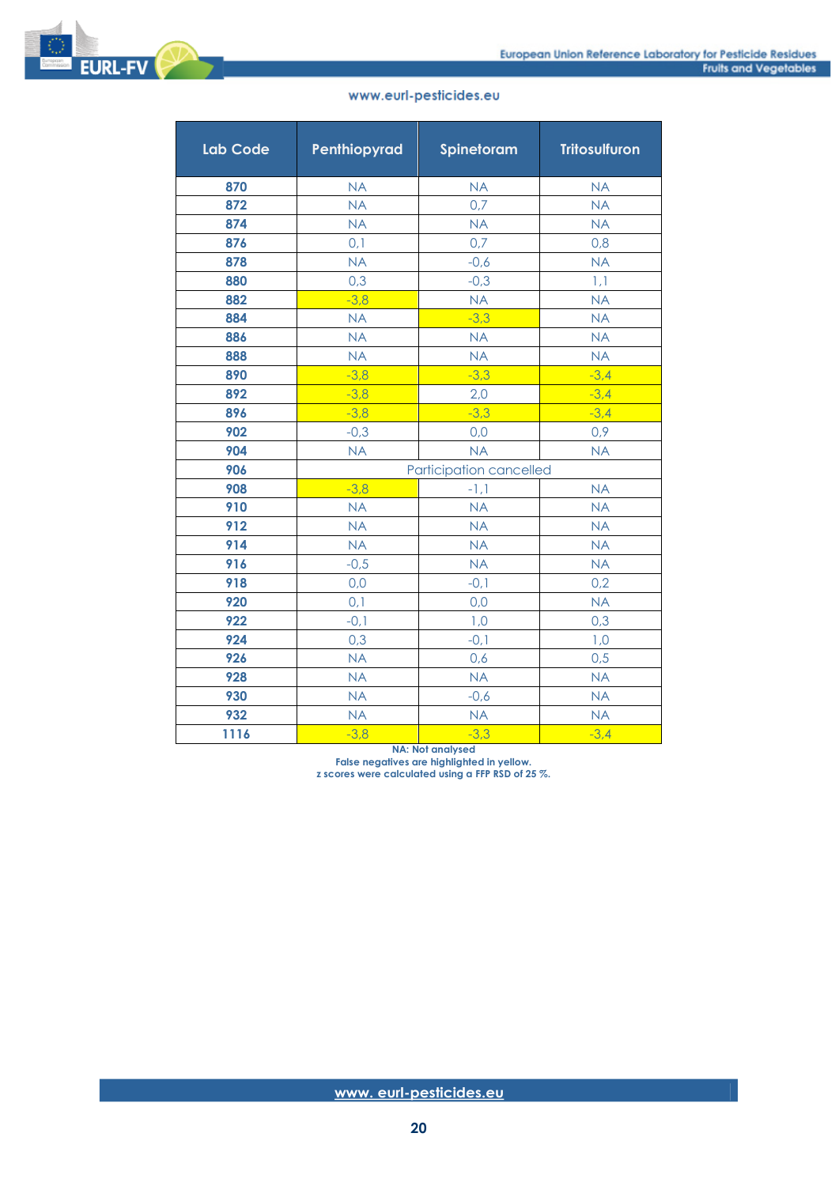| Lab Code | Penthiopyrad | Spinetoram | Tritosulfuron |
|---|---|---|---|
| 870 | NA | NA | NA |
| 872 | NA | 0,7 | NA |
| 874 | NA | NA | NA |
| 876 | 0,1 | 0,7 | 0,8 |
| 878 | NA | -0,6 | NA |
| 880 | 0,3 | -0,3 | 1,1 |
| 882 | -3,8 | NA | NA |
| 884 | NA | -3,3 | NA |
| 886 | NA | NA | NA |
| 888 | NA | NA | NA |
| 890 | -3,8 | -3,3 | -3,4 |
| 892 | -3,8 | 2,0 | -3,4 |
| 896 | -3,8 | -3,3 | -3,4 |
| 902 | -0,3 | 0,0 | 0,9 |
| 904 | NA | NA | NA |
| 906 | Participation cancelled | | |
| 908 | -3,8 | -1,1 | NA |
| 910 | NA | NA | NA |
| 912 | NA | NA | NA |
| 914 | NA | NA | NA |
| 916 | -0,5 | NA | NA |
| 918 | 0,0 | -0,1 | 0,2 |
| 920 | 0,1 | 0,0 | NA |
| 922 | -0,1 | 1,0 | 0,3 |
| 924 | 0,3 | -0,1 | 1,0 |
| 926 | NA | 0,6 | 0,5 |
| 928 | NA | NA | NA |
| 930 | NA | -0,6 | NA |
| 932 | NA | NA | NA |
| 1116 | -3,8 | -3,3 | -3,4 |

NA: Not analysed

False negatives are highlighted in yellow.

z scores were calculated using a FFP RSD of 25 %.